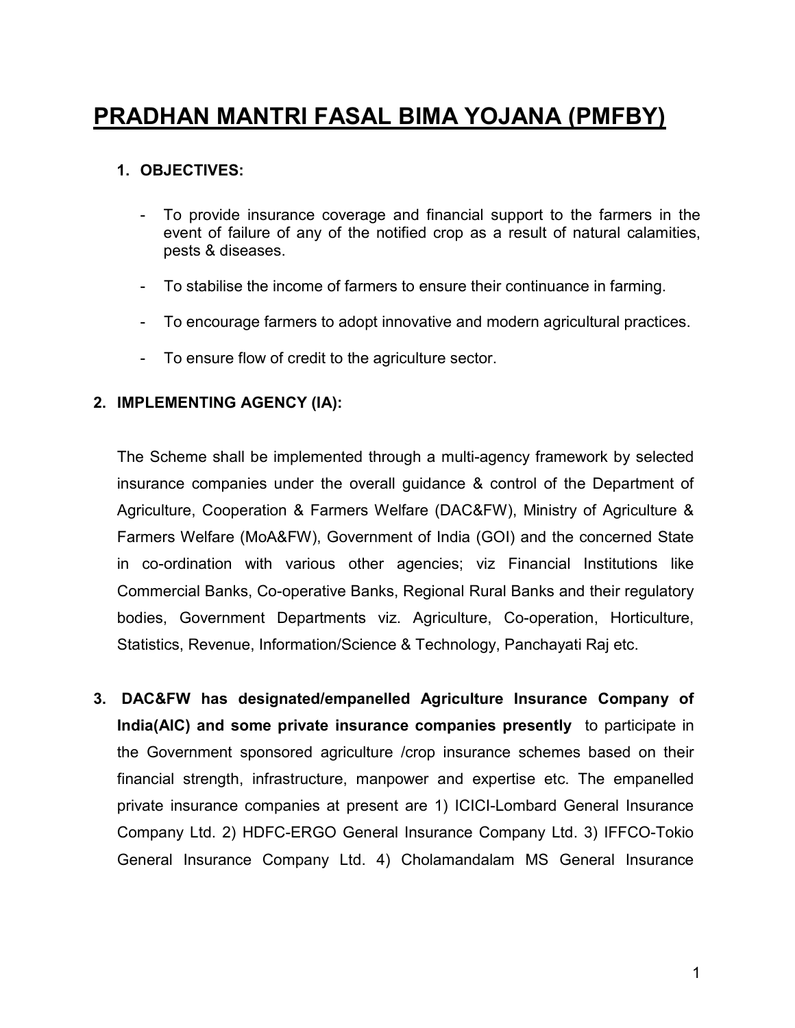# PRADHAN MANTRI FASAL BIMA YOJANA (PMFBY)

### 1. OBJECTIVES:

- To provide insurance coverage and financial support to the farmers in the event of failure of any of the notified crop as a result of natural calamities, pests & diseases.
- To stabilise the income of farmers to ensure their continuance in farming.
- To encourage farmers to adopt innovative and modern agricultural practices.
- To ensure flow of credit to the agriculture sector.

### 2. IMPLEMENTING AGENCY (IA):

The Scheme shall be implemented through a multi-agency framework by selected insurance companies under the overall guidance & control of the Department of Agriculture, Cooperation & Farmers Welfare (DAC&FW), Ministry of Agriculture & Farmers Welfare (MoA&FW), Government of India (GOI) and the concerned State in co-ordination with various other agencies; viz Financial Institutions like Commercial Banks, Co-operative Banks, Regional Rural Banks and their regulatory bodies, Government Departments viz. Agriculture, Co-operation, Horticulture, Statistics, Revenue, Information/Science & Technology, Panchayati Raj etc.

3. **DAC&FW has designated/empanelled Agriculture Insurance Company of India(AIC) and some private insurance companies presently** to participate in the Government sponsored agriculture /crop insurance schemes based on their financial strength, infrastructure, manpower and expertise etc. The empanelled private insurance companies at present are 1) ICICI-Lombard General Insurance Company Ltd. 2) HDFC-ERGO General Insurance Company Ltd. 3) IFFCO-Tokio General Insurance Company Ltd. 4) Cholamandalam MS General Insurance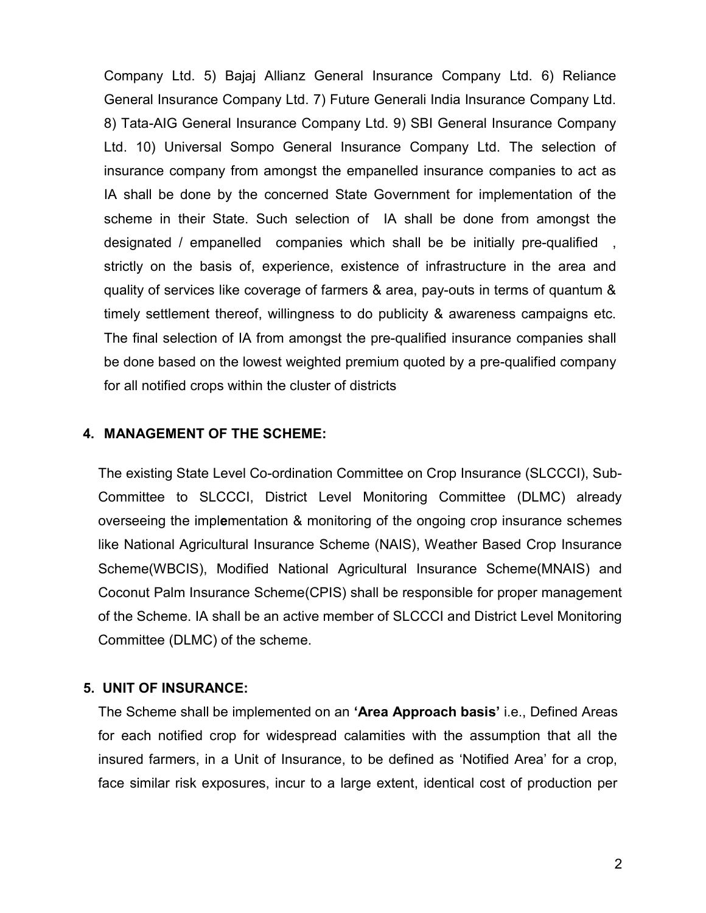Company Ltd. 5) Bajaj Allianz General Insurance Company Ltd. 6) Reliance General Insurance Company Ltd. 7) Future Generali India Insurance Company Ltd. 8) Tata-AIG General Insurance Company Ltd. 9) SBI General Insurance Company Ltd. 10) Universal Sompo General Insurance Company Ltd. The selection of insurance company from amongst the empanelled insurance companies to act as IA shall be done by the concerned State Government for implementation of the scheme in their State. Such selection of IA shall be done from amongst the designated / empanelled companies which shall be be initially pre-qualified , strictly on the basis of, experience, existence of infrastructure in the area and quality of services like coverage of farmers & area, pay-outs in terms of quantum & timely settlement thereof, willingness to do publicity & awareness campaigns etc. The final selection of IA from amongst the pre-qualified insurance companies shall be done based on the lowest weighted premium quoted by a pre-qualified company for all notified crops within the cluster of districts

## 4. MANAGEMENT OF THE SCHEME:

The existing State Level Co-ordination Committee on Crop Insurance (SLCCCI), Sub-Committee to SLCCCI, District Level Monitoring Committee (DLMC) already overseeing the implementation & monitoring of the ongoing crop insurance schemes like National Agricultural Insurance Scheme (NAIS), Weather Based Crop Insurance Scheme(WBCIS), Modified National Agricultural Insurance Scheme(MNAIS) and Coconut Palm Insurance Scheme(CPIS) shall be responsible for proper management of the Scheme. IA shall be an active member of SLCCCI and District Level Monitoring Committee (DLMC) of the scheme.

## 5. UNIT OF INSURANCE:

The Scheme shall be implemented on an **'Area Approach basis'** i.e., Defined Areas for each notified crop for widespread calamities with the assumption that all the insured farmers, in a Unit of Insurance, to be defined as 'Notified Area' for a crop, face similar risk exposures, incur to a large extent, identical cost of production per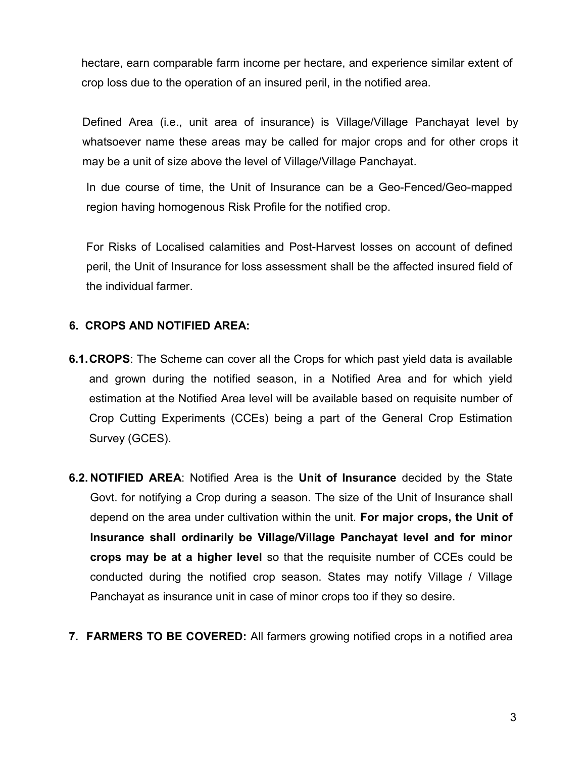hectare, earn comparable farm income per hectare, and experience similar extent of crop loss due to the operation of an insured peril, in the notified area.

Defined Area (i.e., unit area of insurance) is Village/Village Panchayat level by whatsoever name these areas may be called for major crops and for other crops it may be a unit of size above the level of Village/Village Panchayat.

In due course of time, the Unit of Insurance can be a Geo-Fenced/Geo-mapped region having homogenous Risk Profile for the notified crop.

For Risks of Localised calamities and Post-Harvest losses on account of defined peril, the Unit of Insurance for loss assessment shall be the affected insured field of the individual farmer.

## 6. CROPS AND NOTIFIED AREA:

**6.1. CROPS**: The Scheme can cover all the Crops for which past yield data is available and grown during the notified season, in a Notified Area and for which yield estimation at the Notified Area level will be available based on requisite number of Crop Cutting Experiments (CCEs) being a part of the General Crop Estimation Survey (GCES).

**6.2. NOTIFIED AREA**: Notified Area is the **Unit of Insurance** decided by the State Govt. for notifying a Crop during a season. The size of the Unit of Insurance shall depend on the area under cultivation within the unit. **For major crops, the Unit of Insurance shall ordinarily be Village/Village Panchayat level and for minor crops may be at a higher level** so that the requisite number of CCEs could be conducted during the notified crop season. States may notify Village / Village Panchayat as insurance unit in case of minor crops too if they so desire.

**7. FARMERS TO BE COVERED:** All farmers growing notified crops in a notified area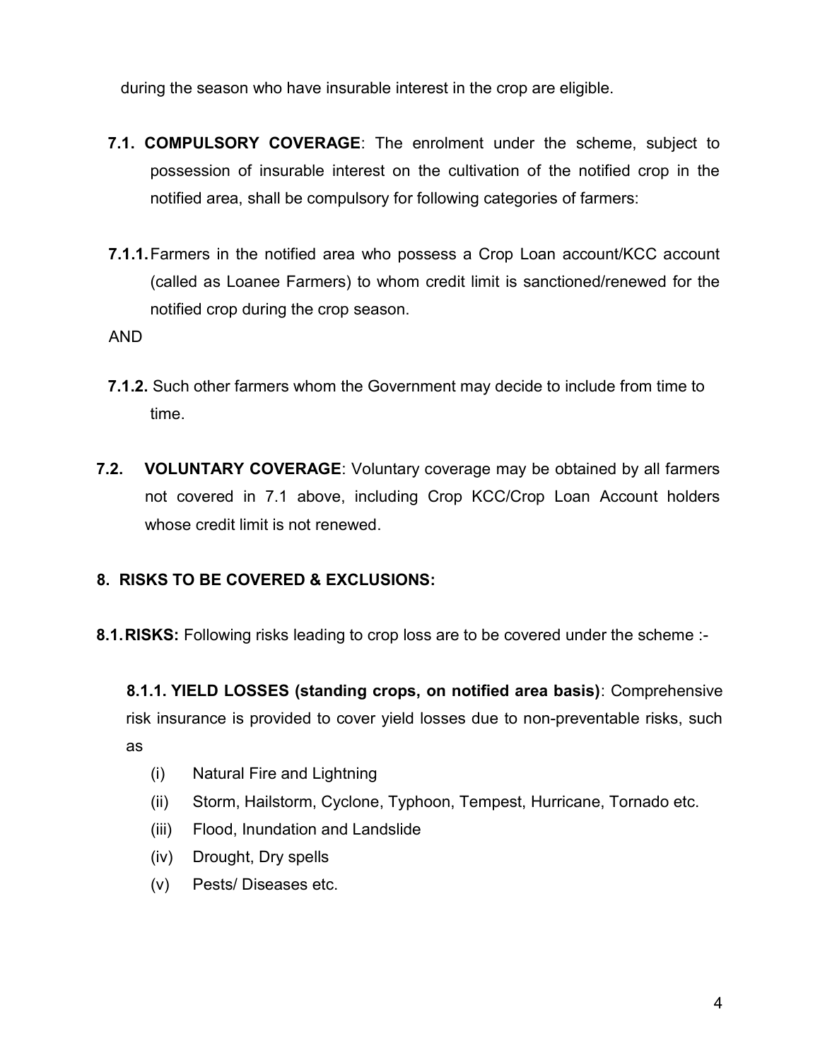during the season who have insurable interest in the crop are eligible.

**7.1. COMPULSORY COVERAGE**: The enrolment under the scheme, subject to possession of insurable interest on the cultivation of the notified crop in the notified area, shall be compulsory for following categories of farmers:

**7.1.1.** Farmers in the notified area who possess a Crop Loan account/KCC account (called as Loanee Farmers) to whom credit limit is sanctioned/renewed for the notified crop during the crop season.

AND

**7.1.2.** Such other farmers whom the Government may decide to include from time to time.

**7.2. VOLUNTARY COVERAGE**: Voluntary coverage may be obtained by all farmers not covered in 7.1 above, including Crop KCC/Crop Loan Account holders whose credit limit is not renewed.

## 8. RISKS TO BE COVERED & EXCLUSIONS:

**8.1. RISKS:** Following risks leading to crop loss are to be covered under the scheme :-

**8.1.1. YIELD LOSSES (standing crops, on notified area basis)**: Comprehensive risk insurance is provided to cover yield losses due to non-preventable risks, such as

(i) Natural Fire and Lightning

(ii) Storm, Hailstorm, Cyclone, Typhoon, Tempest, Hurricane, Tornado etc.

(iii) Flood, Inundation and Landslide

(iv) Drought, Dry spells

(v) Pests/ Diseases etc.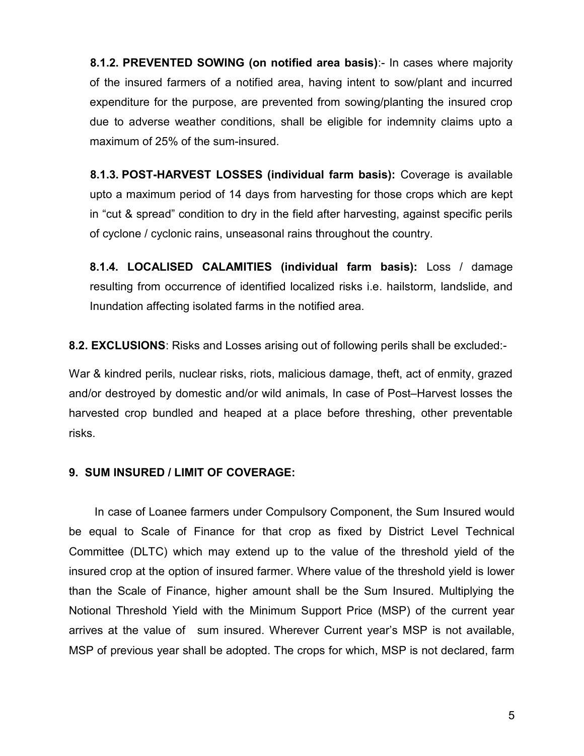**8.1.2. PREVENTED SOWING (on notified area basis)**:- In cases where majority of the insured farmers of a notified area, having intent to sow/plant and incurred expenditure for the purpose, are prevented from sowing/planting the insured crop due to adverse weather conditions, shall be eligible for indemnity claims upto a maximum of 25% of the sum-insured.

**8.1.3. POST-HARVEST LOSSES (individual farm basis):** Coverage is available upto a maximum period of 14 days from harvesting for those crops which are kept in "cut & spread" condition to dry in the field after harvesting, against specific perils of cyclone / cyclonic rains, unseasonal rains throughout the country.

**8.1.4. LOCALISED CALAMITIES (individual farm basis):** Loss / damage resulting from occurrence of identified localized risks i.e. hailstorm, landslide, and Inundation affecting isolated farms in the notified area.

**8.2. EXCLUSIONS**: Risks and Losses arising out of following perils shall be excluded:-

War & kindred perils, nuclear risks, riots, malicious damage, theft, act of enmity, grazed and/or destroyed by domestic and/or wild animals, In case of Post–Harvest losses the harvested crop bundled and heaped at a place before threshing, other preventable risks.

## 9. SUM INSURED / LIMIT OF COVERAGE:

In case of Loanee farmers under Compulsory Component, the Sum Insured would be equal to Scale of Finance for that crop as fixed by District Level Technical Committee (DLTC) which may extend up to the value of the threshold yield of the insured crop at the option of insured farmer. Where value of the threshold yield is lower than the Scale of Finance, higher amount shall be the Sum Insured. Multiplying the Notional Threshold Yield with the Minimum Support Price (MSP) of the current year arrives at the value of sum insured. Wherever Current year's MSP is not available, MSP of previous year shall be adopted. The crops for which, MSP is not declared, farm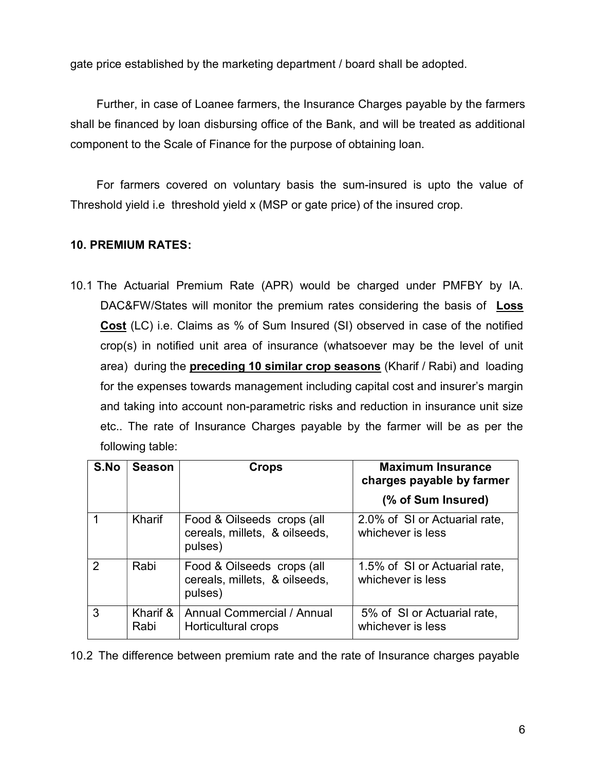gate price established by the marketing department / board shall be adopted.

Further, in case of Loanee farmers, the Insurance Charges payable by the farmers shall be financed by loan disbursing office of the Bank, and will be treated as additional component to the Scale of Finance for the purpose of obtaining loan.

For farmers covered on voluntary basis the sum-insured is upto the value of Threshold yield i.e threshold yield x (MSP or gate price) of the insured crop.

**10. PREMIUM RATES:**

10.1 The Actuarial Premium Rate (APR) would be charged under PMFBY by IA. DAC&FW/States will monitor the premium rates considering the basis of **Loss Cost** (LC) i.e. Claims as % of Sum Insured (SI) observed in case of the notified crop(s) in notified unit area of insurance (whatsoever may be the level of unit area) during the **preceding 10 similar crop seasons** (Kharif / Rabi) and loading for the expenses towards management including capital cost and insurer's margin and taking into account non-parametric risks and reduction in insurance unit size etc.. The rate of Insurance Charges payable by the farmer will be as per the following table:

| S.No | Season | Crops | Maximum Insurance charges payable by farmer (% of Sum Insured) |
|---|---|---|---|
| 1 | Kharif | Food & Oilseeds crops (all cereals, millets, & oilseeds, pulses) | 2.0% of SI or Actuarial rate, whichever is less |
| 2 | Rabi | Food & Oilseeds crops (all cereals, millets, & oilseeds, pulses) | 1.5% of SI or Actuarial rate, whichever is less |
| 3 | Kharif & Rabi | Annual Commercial / Annual Horticultural crops | 5% of SI or Actuarial rate, whichever is less |

10.2 The difference between premium rate and the rate of Insurance charges payable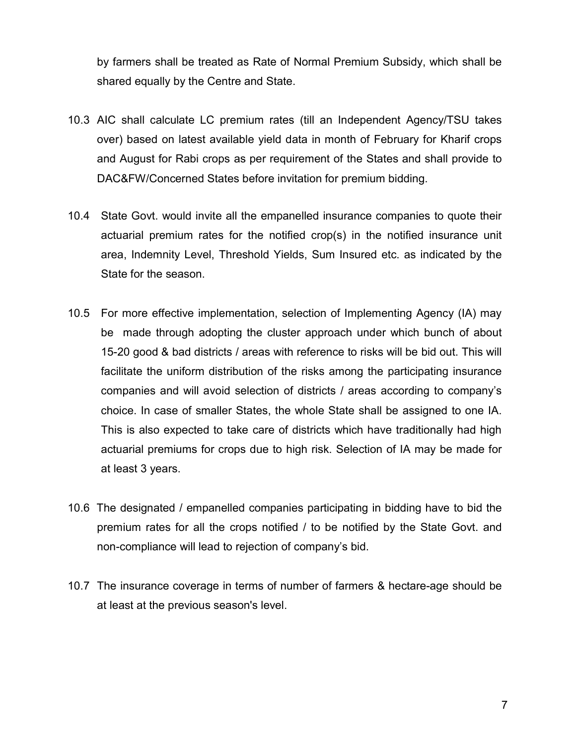by farmers shall be treated as Rate of Normal Premium Subsidy, which shall be shared equally by the Centre and State.

10.3 AIC shall calculate LC premium rates (till an Independent Agency/TSU takes over) based on latest available yield data in month of February for Kharif crops and August for Rabi crops as per requirement of the States and shall provide to DAC&FW/Concerned States before invitation for premium bidding.

10.4 State Govt. would invite all the empanelled insurance companies to quote their actuarial premium rates for the notified crop(s) in the notified insurance unit area, Indemnity Level, Threshold Yields, Sum Insured etc. as indicated by the State for the season.

10.5 For more effective implementation, selection of Implementing Agency (IA) may be made through adopting the cluster approach under which bunch of about 15-20 good & bad districts / areas with reference to risks will be bid out. This will facilitate the uniform distribution of the risks among the participating insurance companies and will avoid selection of districts / areas according to company's choice. In case of smaller States, the whole State shall be assigned to one IA. This is also expected to take care of districts which have traditionally had high actuarial premiums for crops due to high risk. Selection of IA may be made for at least 3 years.

10.6 The designated / empanelled companies participating in bidding have to bid the premium rates for all the crops notified / to be notified by the State Govt. and non-compliance will lead to rejection of company's bid.

10.7 The insurance coverage in terms of number of farmers & hectare-age should be at least at the previous season's level.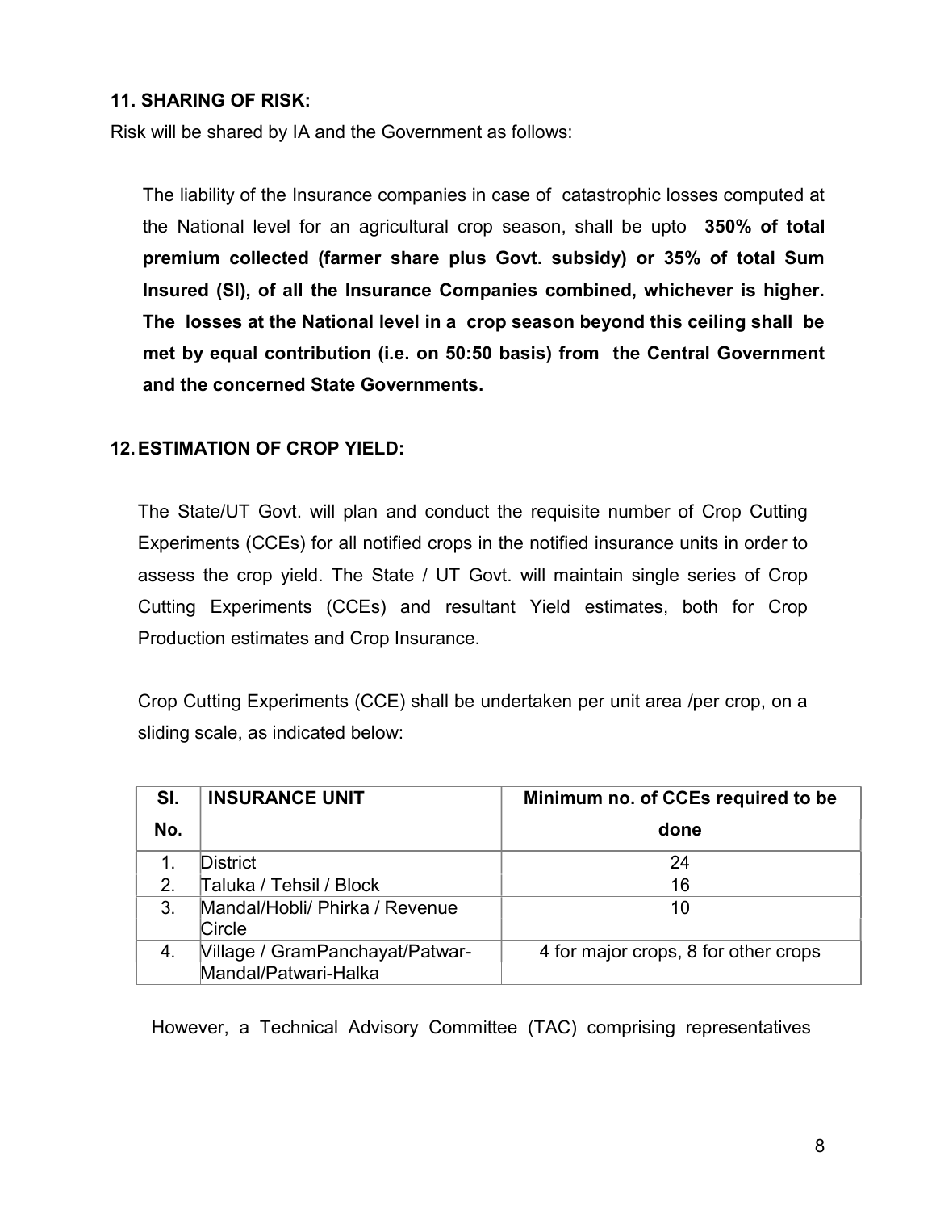## 11. SHARING OF RISK:

Risk will be shared by IA and the Government as follows:

The liability of the Insurance companies in case of catastrophic losses computed at the National level for an agricultural crop season, shall be upto **350% of total premium collected (farmer share plus Govt. subsidy) or 35% of total Sum Insured (SI), of all the Insurance Companies combined, whichever is higher. The losses at the National level in a crop season beyond this ceiling shall be met by equal contribution (i.e. on 50:50 basis) from the Central Government and the concerned State Governments.**

## 12. ESTIMATION OF CROP YIELD:

The State/UT Govt. will plan and conduct the requisite number of Crop Cutting Experiments (CCEs) for all notified crops in the notified insurance units in order to assess the crop yield. The State / UT Govt. will maintain single series of Crop Cutting Experiments (CCEs) and resultant Yield estimates, both for Crop Production estimates and Crop Insurance.

Crop Cutting Experiments (CCE) shall be undertaken per unit area /per crop, on a sliding scale, as indicated below:

| Sl. No. | INSURANCE UNIT | Minimum no. of CCEs required to be done |
|---|---|---|
| 1. | District | 24 |
| 2. | Taluka / Tehsil / Block | 16 |
| 3. | Mandal/Hobli/ Phirka / Revenue Circle | 10 |
| 4. | Village / GramPanchayat/Patwar-Mandal/Patwari-Halka | 4 for major crops, 8 for other crops |

However, a Technical Advisory Committee (TAC) comprising representatives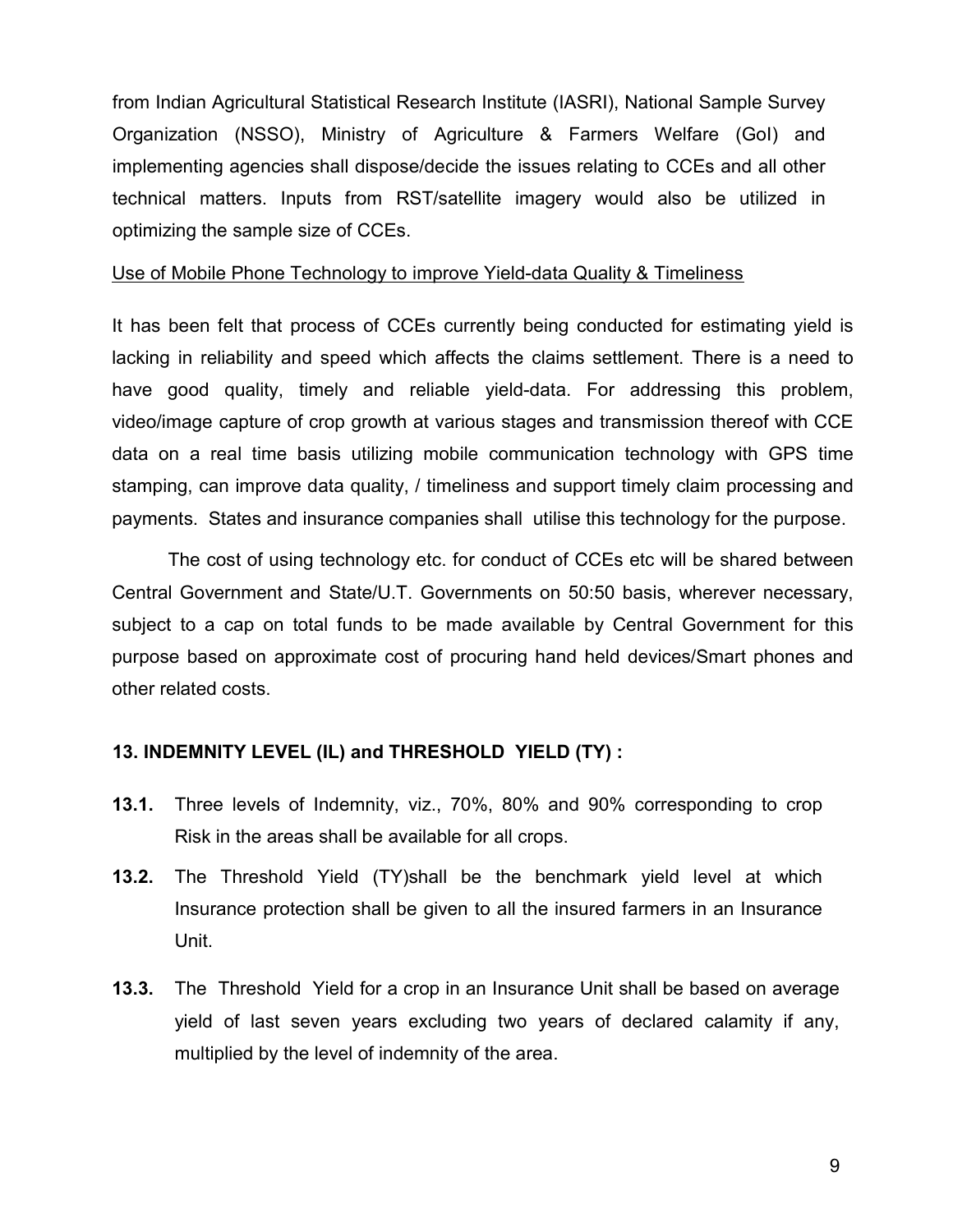from Indian Agricultural Statistical Research Institute (IASRI), National Sample Survey Organization (NSSO), Ministry of Agriculture & Farmers Welfare (GoI) and implementing agencies shall dispose/decide the issues relating to CCEs and all other technical matters. Inputs from RST/satellite imagery would also be utilized in optimizing the sample size of CCEs.

<u>Use of Mobile Phone Technology to improve Yield-data Quality & Timeliness</u>

It has been felt that process of CCEs currently being conducted for estimating yield is lacking in reliability and speed which affects the claims settlement. There is a need to have good quality, timely and reliable yield-data. For addressing this problem, video/image capture of crop growth at various stages and transmission thereof with CCE data on a real time basis utilizing mobile communication technology with GPS time stamping, can improve data quality, / timeliness and support timely claim processing and payments. States and insurance companies shall utilise this technology for the purpose.

The cost of using technology etc. for conduct of CCEs etc will be shared between Central Government and State/U.T. Governments on 50:50 basis, wherever necessary, subject to a cap on total funds to be made available by Central Government for this purpose based on approximate cost of procuring hand held devices/Smart phones and other related costs.

### 13. INDEMNITY LEVEL (IL) and THRESHOLD YIELD (TY) :

**13.1.** Three levels of Indemnity, viz., 70%, 80% and 90% corresponding to crop Risk in the areas shall be available for all crops.

**13.2.** The Threshold Yield (TY)shall be the benchmark yield level at which Insurance protection shall be given to all the insured farmers in an Insurance Unit.

**13.3.** The Threshold Yield for a crop in an Insurance Unit shall be based on average yield of last seven years excluding two years of declared calamity if any, multiplied by the level of indemnity of the area.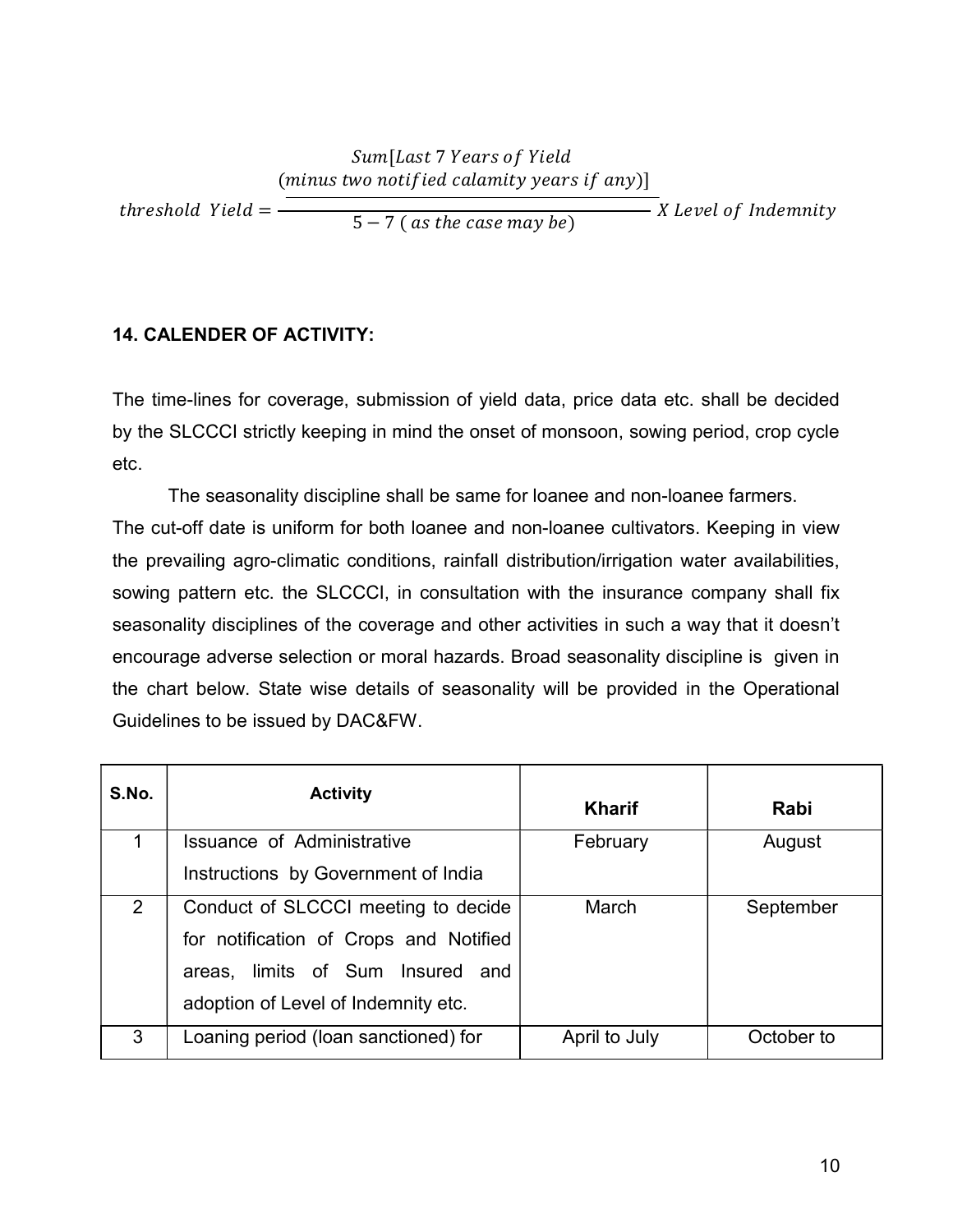$$threshold\ \ Yield = \frac{\dfrac{Sum[Last\ 7\ Years\ of\ Yield}{(minus\ two\ notified\ calamity\ years\ if\ any)]}}{5-7\ (\ as\ the\ case\ may\ be)}\ X\ Level\ of\ Indemnity$$

**14. CALENDER OF ACTIVITY:**

The time-lines for coverage, submission of yield data, price data etc. shall be decided by the SLCCCI strictly keeping in mind the onset of monsoon, sowing period, crop cycle etc.

The seasonality discipline shall be same for loanee and non-loanee farmers. The cut-off date is uniform for both loanee and non-loanee cultivators. Keeping in view the prevailing agro-climatic conditions, rainfall distribution/irrigation water availabilities, sowing pattern etc. the SLCCCI, in consultation with the insurance company shall fix seasonality disciplines of the coverage and other activities in such a way that it doesn't encourage adverse selection or moral hazards. Broad seasonality discipline is given in the chart below. State wise details of seasonality will be provided in the Operational Guidelines to be issued by DAC&FW.

| S.No. | Activity | Kharif | Rabi |
|---|---|---|---|
| 1 | Issuance of Administrative Instructions by Government of India | February | August |
| 2 | Conduct of SLCCCI meeting to decide for notification of Crops and Notified areas, limits of Sum Insured and adoption of Level of Indemnity etc. | March | September |
| 3 | Loaning period (loan sanctioned) for | April to July | October to |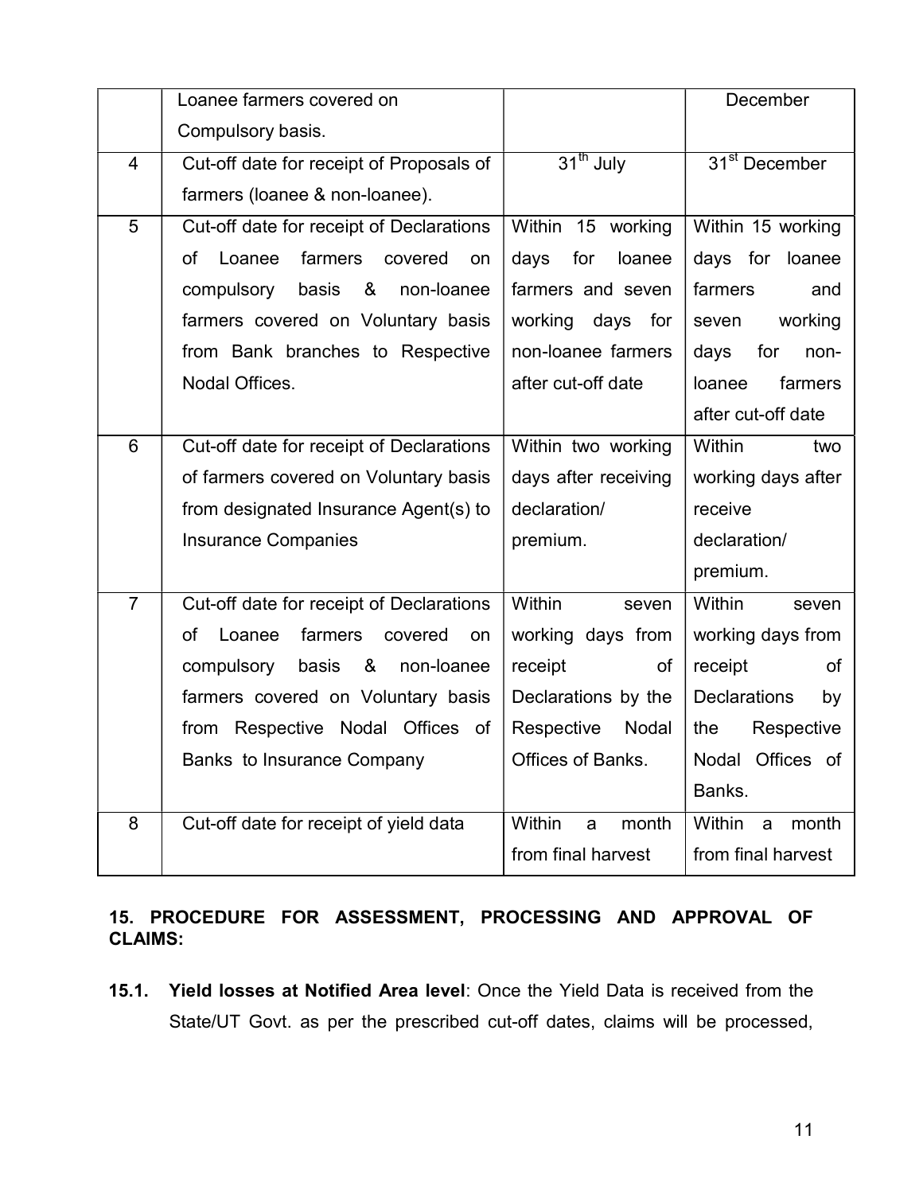| | | | |
|---|---|---|---|
| | Loanee farmers covered on Compulsory basis. | | December |
| 4 | Cut-off date for receipt of Proposals of farmers (loanee & non-loanee). | 31th July | 31st December |
| 5 | Cut-off date for receipt of Declarations of Loanee farmers covered on compulsory basis & non-loanee farmers covered on Voluntary basis from Bank branches to Respective Nodal Offices. | Within 15 working days for loanee farmers and seven working days for non-loanee farmers after cut-off date | Within 15 working days for loanee farmers and seven working days for non-loanee farmers after cut-off date |
| 6 | Cut-off date for receipt of Declarations of farmers covered on Voluntary basis from designated Insurance Agent(s) to Insurance Companies | Within two working days after receiving declaration/ premium. | Within two working days after receive declaration/ premium. |
| 7 | Cut-off date for receipt of Declarations of Loanee farmers covered on compulsory basis & non-loanee farmers covered on Voluntary basis from Respective Nodal Offices of Banks to Insurance Company | Within seven working days from receipt of Declarations by the Respective Nodal Offices of Banks. | Within seven working days from receipt of Declarations by the Respective Nodal Offices of Banks. |
| 8 | Cut-off date for receipt of yield data | Within a month from final harvest | Within a month from final harvest |

**15. PROCEDURE FOR ASSESSMENT, PROCESSING AND APPROVAL OF CLAIMS:**

**15.1. Yield losses at Notified Area level**: Once the Yield Data is received from the State/UT Govt. as per the prescribed cut-off dates, claims will be processed,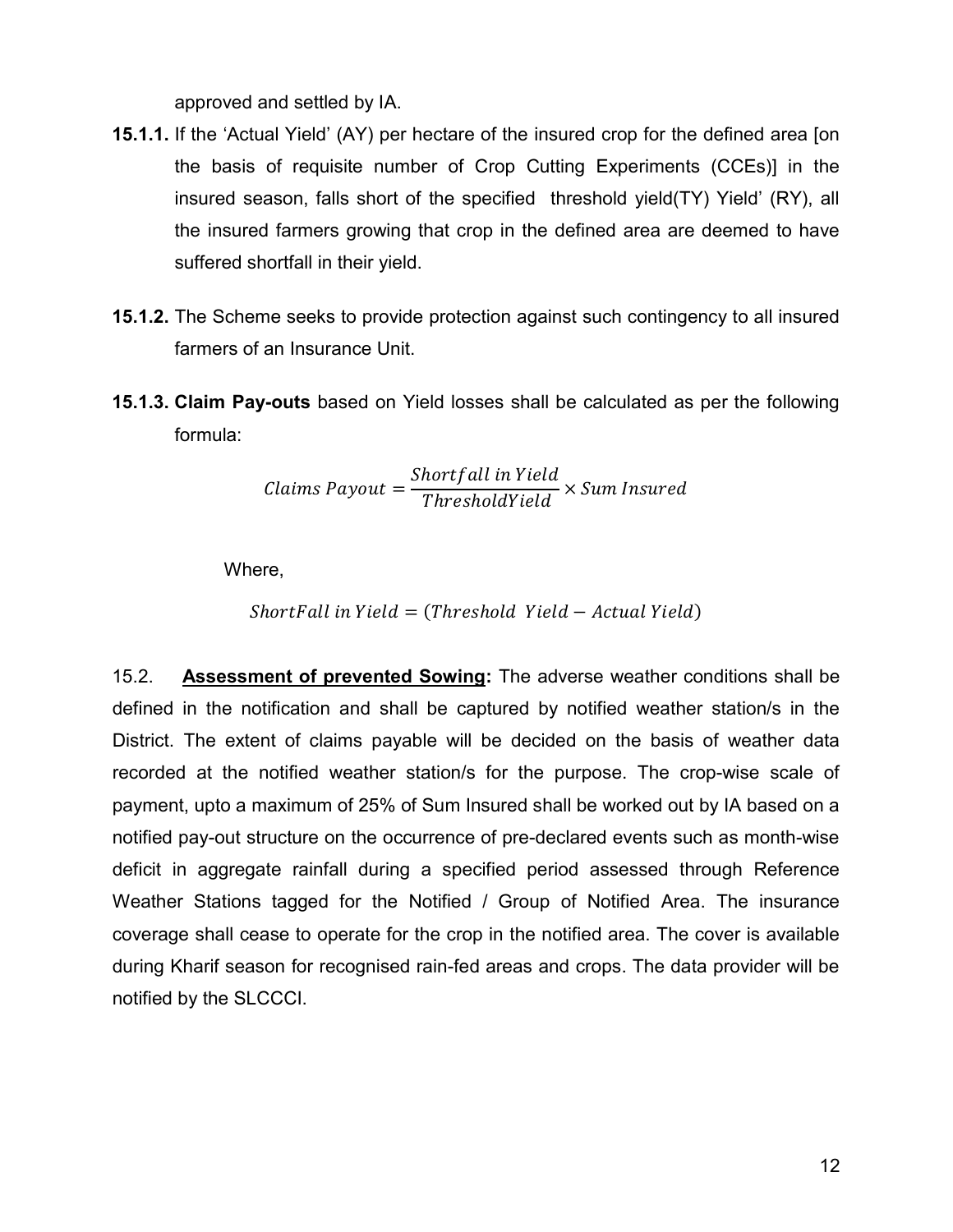approved and settled by IA.

**15.1.1.** If the 'Actual Yield' (AY) per hectare of the insured crop for the defined area [on the basis of requisite number of Crop Cutting Experiments (CCEs)] in the insured season, falls short of the specified threshold yield(TY) Yield' (RY), all the insured farmers growing that crop in the defined area are deemed to have suffered shortfall in their yield.

**15.1.2.** The Scheme seeks to provide protection against such contingency to all insured farmers of an Insurance Unit.

**15.1.3. Claim Pay-outs** based on Yield losses shall be calculated as per the following formula:

$$Claims\ Payout = \frac{Shortfall\ in\ Yield}{ThresholdYield} \times Sum\ Insured$$

Where,

$$ShortFall\ in\ Yield = (Threshold\ \ Yield - Actual\ Yield)$$

15.2. **<u>Assessment of prevented Sowing</u>:** The adverse weather conditions shall be defined in the notification and shall be captured by notified weather station/s in the District. The extent of claims payable will be decided on the basis of weather data recorded at the notified weather station/s for the purpose. The crop-wise scale of payment, upto a maximum of 25% of Sum Insured shall be worked out by IA based on a notified pay-out structure on the occurrence of pre-declared events such as month-wise deficit in aggregate rainfall during a specified period assessed through Reference Weather Stations tagged for the Notified / Group of Notified Area. The insurance coverage shall cease to operate for the crop in the notified area. The cover is available during Kharif season for recognised rain-fed areas and crops. The data provider will be notified by the SLCCCI.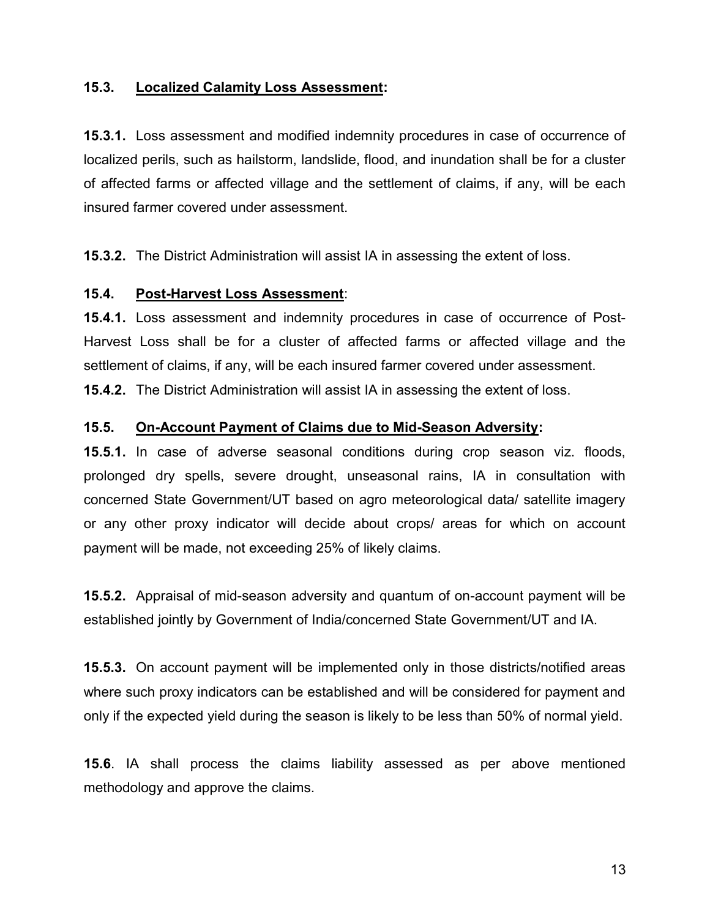### 15.3. <u>Localized Calamity Loss Assessment</u>:

**15.3.1.** Loss assessment and modified indemnity procedures in case of occurrence of localized perils, such as hailstorm, landslide, flood, and inundation shall be for a cluster of affected farms or affected village and the settlement of claims, if any, will be each insured farmer covered under assessment.

**15.3.2.** The District Administration will assist IA in assessing the extent of loss.

### 15.4. <u>Post-Harvest Loss Assessment</u>:

**15.4.1.** Loss assessment and indemnity procedures in case of occurrence of Post-Harvest Loss shall be for a cluster of affected farms or affected village and the settlement of claims, if any, will be each insured farmer covered under assessment.

**15.4.2.** The District Administration will assist IA in assessing the extent of loss.

### 15.5. <u>On-Account Payment of Claims due to Mid-Season Adversity</u>:

**15.5.1.** In case of adverse seasonal conditions during crop season viz. floods, prolonged dry spells, severe drought, unseasonal rains, IA in consultation with concerned State Government/UT based on agro meteorological data/ satellite imagery or any other proxy indicator will decide about crops/ areas for which on account payment will be made, not exceeding 25% of likely claims.

**15.5.2.** Appraisal of mid-season adversity and quantum of on-account payment will be established jointly by Government of India/concerned State Government/UT and IA.

**15.5.3.** On account payment will be implemented only in those districts/notified areas where such proxy indicators can be established and will be considered for payment and only if the expected yield during the season is likely to be less than 50% of normal yield.

**15.6**. IA shall process the claims liability assessed as per above mentioned methodology and approve the claims.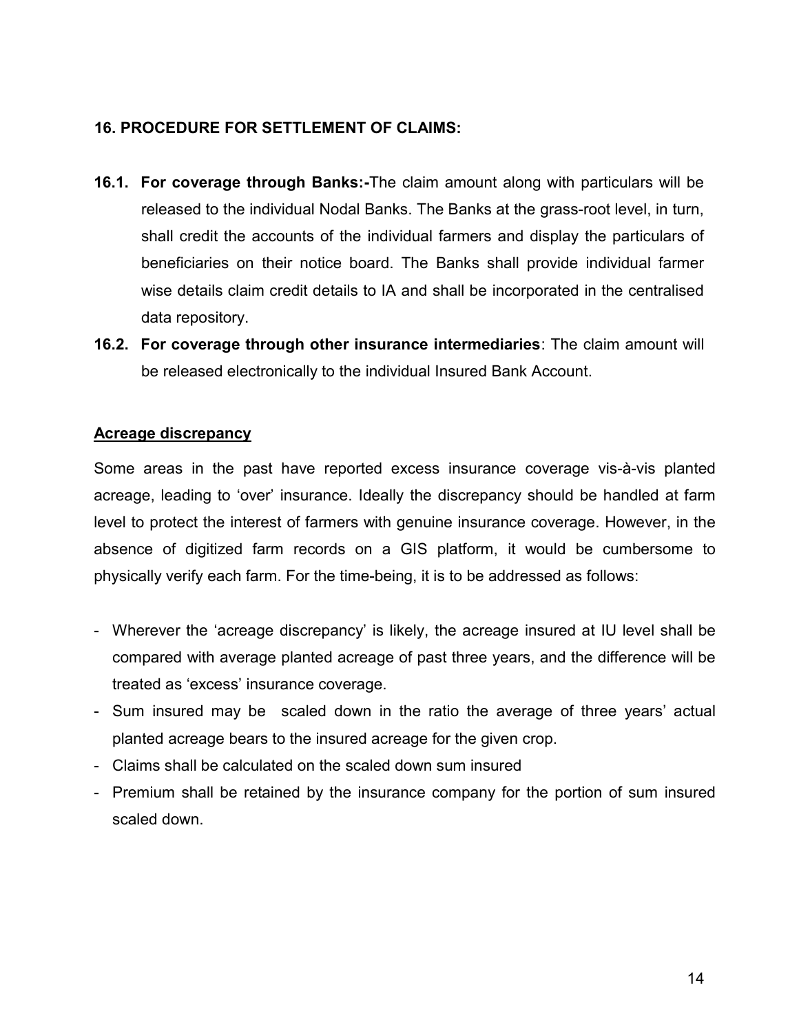## 16. PROCEDURE FOR SETTLEMENT OF CLAIMS:

**16.1. For coverage through Banks:-**The claim amount along with particulars will be released to the individual Nodal Banks. The Banks at the grass-root level, in turn, shall credit the accounts of the individual farmers and display the particulars of beneficiaries on their notice board. The Banks shall provide individual farmer wise details claim credit details to IA and shall be incorporated in the centralised data repository.

**16.2. For coverage through other insurance intermediaries**: The claim amount will be released electronically to the individual Insured Bank Account.

**Acreage discrepancy**

Some areas in the past have reported excess insurance coverage vis-à-vis planted acreage, leading to 'over' insurance. Ideally the discrepancy should be handled at farm level to protect the interest of farmers with genuine insurance coverage. However, in the absence of digitized farm records on a GIS platform, it would be cumbersome to physically verify each farm. For the time-being, it is to be addressed as follows:

- Wherever the 'acreage discrepancy' is likely, the acreage insured at IU level shall be compared with average planted acreage of past three years, and the difference will be treated as 'excess' insurance coverage.
- Sum insured may be scaled down in the ratio the average of three years' actual planted acreage bears to the insured acreage for the given crop.
- Claims shall be calculated on the scaled down sum insured
- Premium shall be retained by the insurance company for the portion of sum insured scaled down.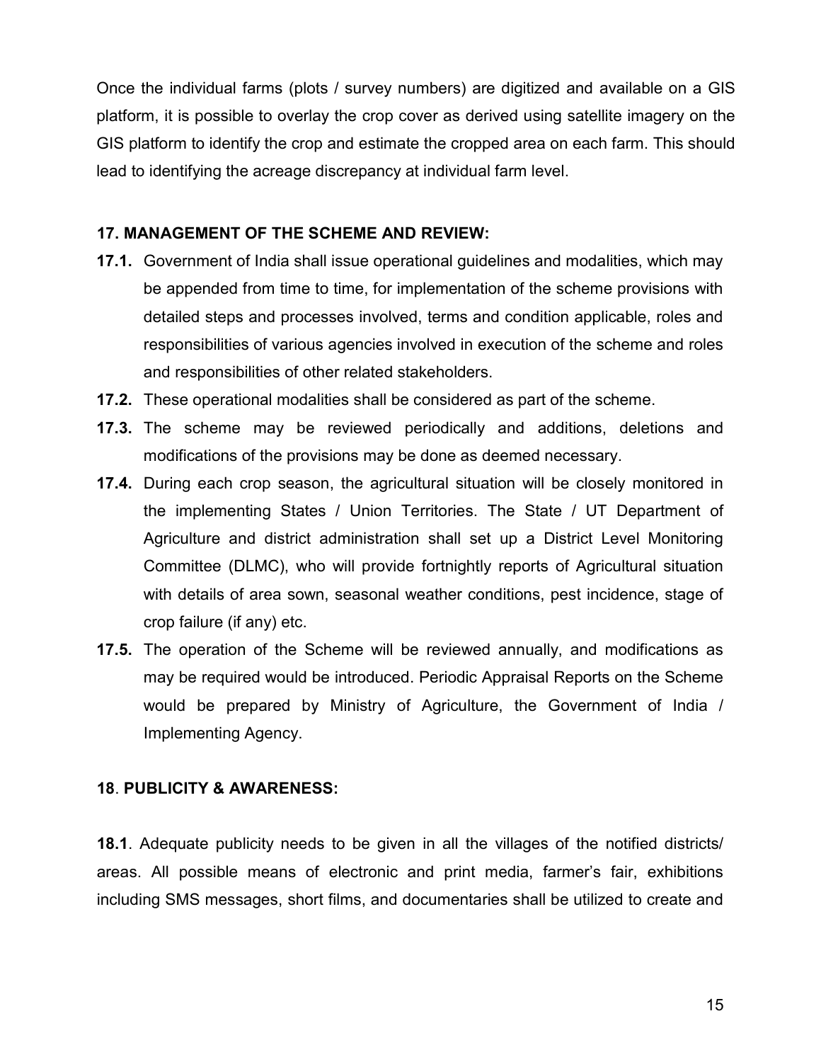Once the individual farms (plots / survey numbers) are digitized and available on a GIS platform, it is possible to overlay the crop cover as derived using satellite imagery on the GIS platform to identify the crop and estimate the cropped area on each farm. This should lead to identifying the acreage discrepancy at individual farm level.

## 17. MANAGEMENT OF THE SCHEME AND REVIEW:

**17.1.** Government of India shall issue operational guidelines and modalities, which may be appended from time to time, for implementation of the scheme provisions with detailed steps and processes involved, terms and condition applicable, roles and responsibilities of various agencies involved in execution of the scheme and roles and responsibilities of other related stakeholders.

**17.2.** These operational modalities shall be considered as part of the scheme.

**17.3.** The scheme may be reviewed periodically and additions, deletions and modifications of the provisions may be done as deemed necessary.

**17.4.** During each crop season, the agricultural situation will be closely monitored in the implementing States / Union Territories. The State / UT Department of Agriculture and district administration shall set up a District Level Monitoring Committee (DLMC), who will provide fortnightly reports of Agricultural situation with details of area sown, seasonal weather conditions, pest incidence, stage of crop failure (if any) etc.

**17.5.** The operation of the Scheme will be reviewed annually, and modifications as may be required would be introduced. Periodic Appraisal Reports on the Scheme would be prepared by Ministry of Agriculture, the Government of India / Implementing Agency.

## 18. PUBLICITY & AWARENESS:

**18.1**. Adequate publicity needs to be given in all the villages of the notified districts/ areas. All possible means of electronic and print media, farmer's fair, exhibitions including SMS messages, short films, and documentaries shall be utilized to create and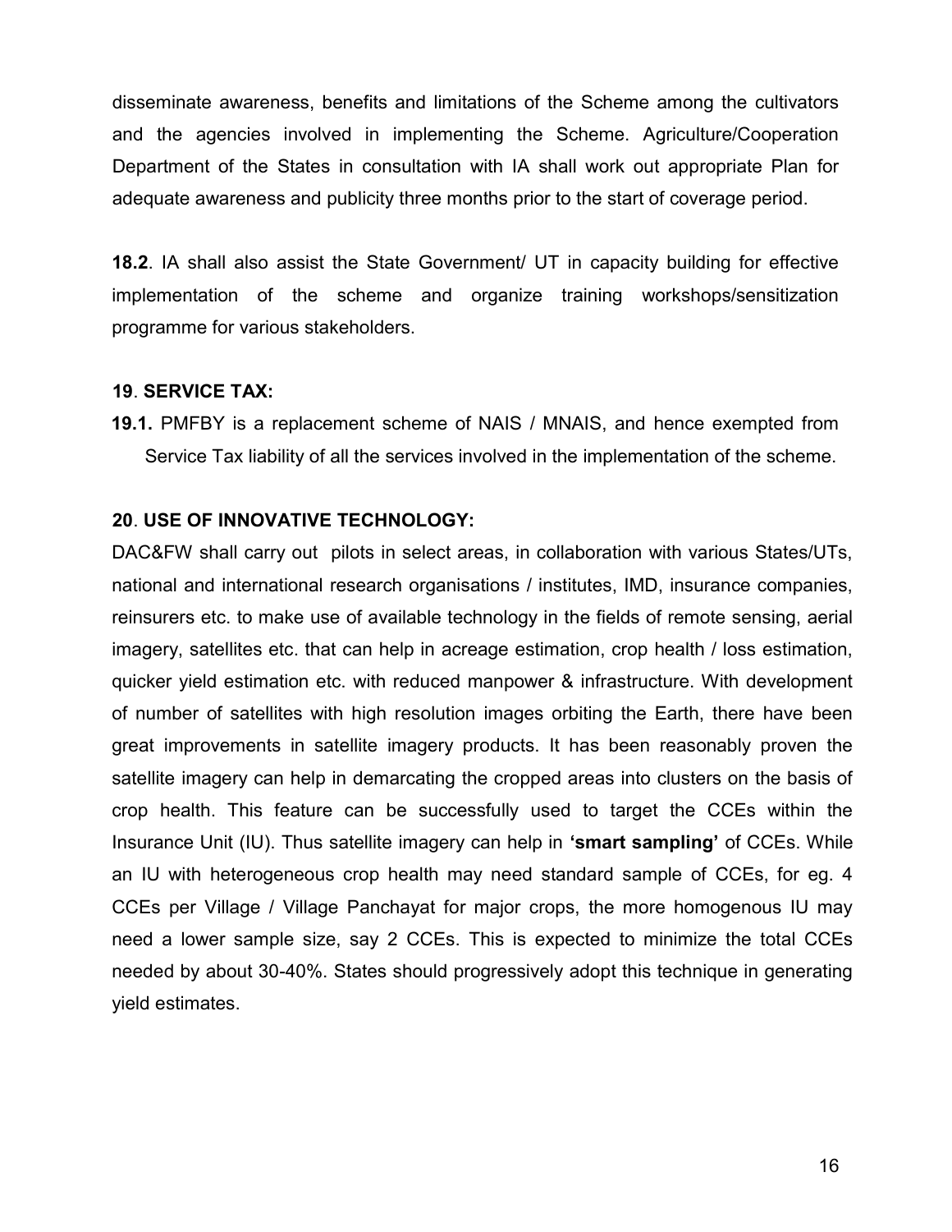disseminate awareness, benefits and limitations of the Scheme among the cultivators and the agencies involved in implementing the Scheme. Agriculture/Cooperation Department of the States in consultation with IA shall work out appropriate Plan for adequate awareness and publicity three months prior to the start of coverage period.

**18.2**. IA shall also assist the State Government/ UT in capacity building for effective implementation of the scheme and organize training workshops/sensitization programme for various stakeholders.

### 19. SERVICE TAX:

**19.1.** PMFBY is a replacement scheme of NAIS / MNAIS, and hence exempted from Service Tax liability of all the services involved in the implementation of the scheme.

### 20. USE OF INNOVATIVE TECHNOLOGY:

DAC&FW shall carry out pilots in select areas, in collaboration with various States/UTs, national and international research organisations / institutes, IMD, insurance companies, reinsurers etc. to make use of available technology in the fields of remote sensing, aerial imagery, satellites etc. that can help in acreage estimation, crop health / loss estimation, quicker yield estimation etc. with reduced manpower & infrastructure. With development of number of satellites with high resolution images orbiting the Earth, there have been great improvements in satellite imagery products. It has been reasonably proven the satellite imagery can help in demarcating the cropped areas into clusters on the basis of crop health. This feature can be successfully used to target the CCEs within the Insurance Unit (IU). Thus satellite imagery can help in **'smart sampling'** of CCEs. While an IU with heterogeneous crop health may need standard sample of CCEs, for eg. 4 CCEs per Village / Village Panchayat for major crops, the more homogenous IU may need a lower sample size, say 2 CCEs. This is expected to minimize the total CCEs needed by about 30-40%. States should progressively adopt this technique in generating yield estimates.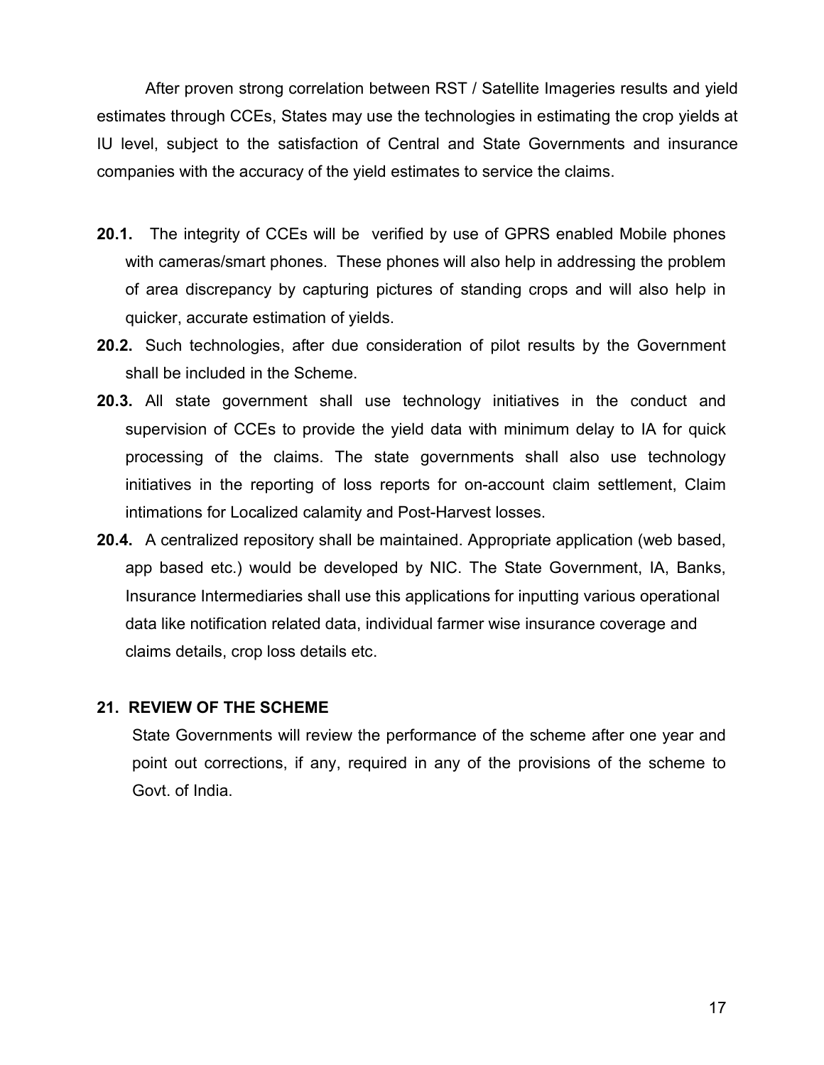After proven strong correlation between RST / Satellite Imageries results and yield estimates through CCEs, States may use the technologies in estimating the crop yields at IU level, subject to the satisfaction of Central and State Governments and insurance companies with the accuracy of the yield estimates to service the claims.

**20.1.** The integrity of CCEs will be verified by use of GPRS enabled Mobile phones with cameras/smart phones. These phones will also help in addressing the problem of area discrepancy by capturing pictures of standing crops and will also help in quicker, accurate estimation of yields.

**20.2.** Such technologies, after due consideration of pilot results by the Government shall be included in the Scheme.

**20.3.** All state government shall use technology initiatives in the conduct and supervision of CCEs to provide the yield data with minimum delay to IA for quick processing of the claims. The state governments shall also use technology initiatives in the reporting of loss reports for on-account claim settlement, Claim intimations for Localized calamity and Post-Harvest losses.

**20.4.** A centralized repository shall be maintained. Appropriate application (web based, app based etc.) would be developed by NIC. The State Government, IA, Banks, Insurance Intermediaries shall use this applications for inputting various operational data like notification related data, individual farmer wise insurance coverage and claims details, crop loss details etc.

## 21. REVIEW OF THE SCHEME

State Governments will review the performance of the scheme after one year and point out corrections, if any, required in any of the provisions of the scheme to Govt. of India.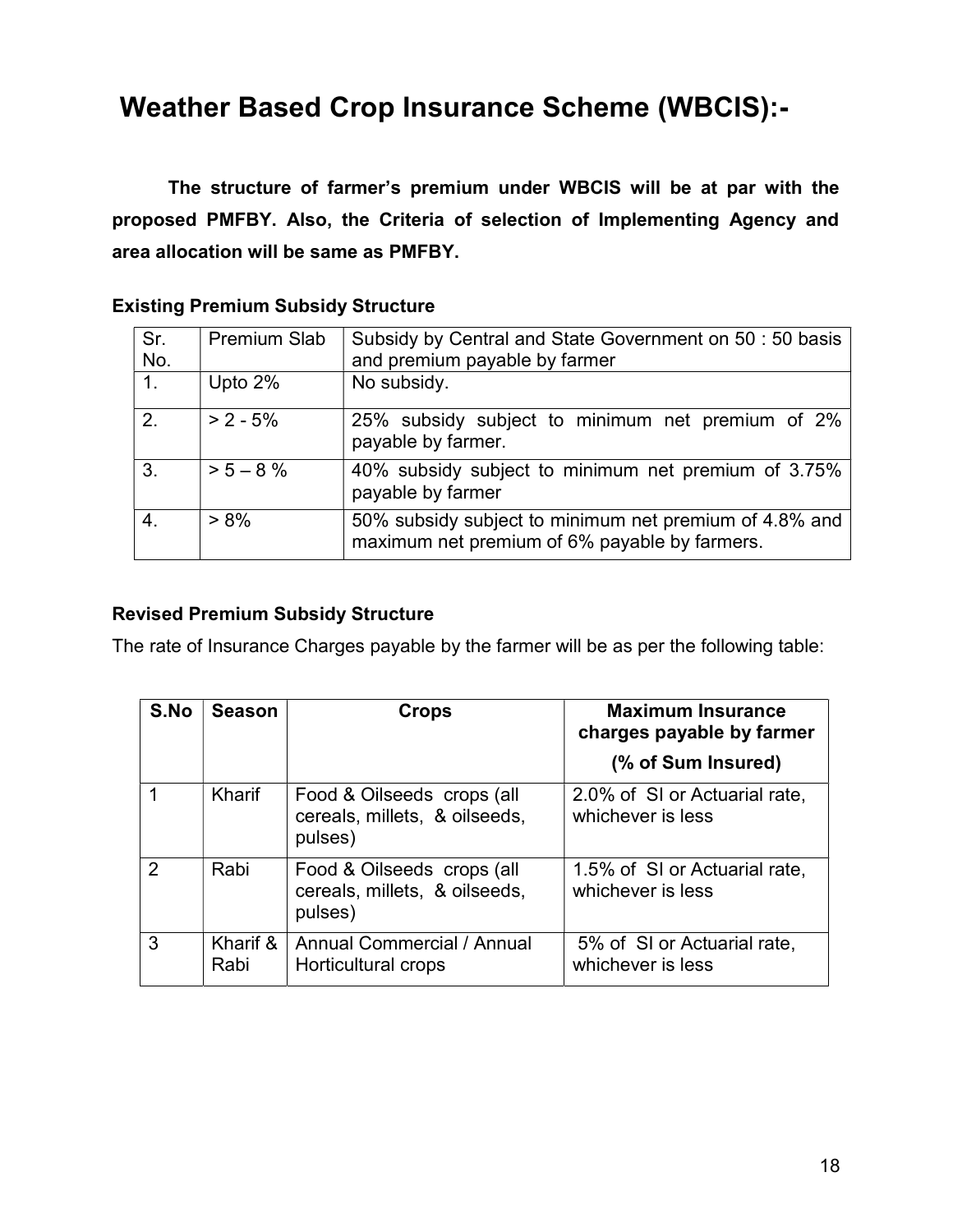# Weather Based Crop Insurance Scheme (WBCIS):-

**The structure of farmer's premium under WBCIS will be at par with the proposed PMFBY. Also, the Criteria of selection of Implementing Agency and area allocation will be same as PMFBY.**

**Existing Premium Subsidy Structure**

| Sr. No. | Premium Slab | Subsidy by Central and State Government on 50 : 50 basis and premium payable by farmer |
|---|---|---|
| 1. | Upto 2% | No subsidy. |
| 2. | > 2 - 5% | 25% subsidy subject to minimum net premium of 2% payable by farmer. |
| 3. | > 5 – 8 % | 40% subsidy subject to minimum net premium of 3.75% payable by farmer |
| 4. | > 8% | 50% subsidy subject to minimum net premium of 4.8% and maximum net premium of 6% payable by farmers. |

**Revised Premium Subsidy Structure**

The rate of Insurance Charges payable by the farmer will be as per the following table:

| S.No | Season | Crops | Maximum Insurance charges payable by farmer (% of Sum Insured) |
|---|---|---|---|
| 1 | Kharif | Food & Oilseeds crops (all cereals, millets, & oilseeds, pulses) | 2.0% of SI or Actuarial rate, whichever is less |
| 2 | Rabi | Food & Oilseeds crops (all cereals, millets, & oilseeds, pulses) | 1.5% of SI or Actuarial rate, whichever is less |
| 3 | Kharif & Rabi | Annual Commercial / Annual Horticultural crops | 5% of SI or Actuarial rate, whichever is less |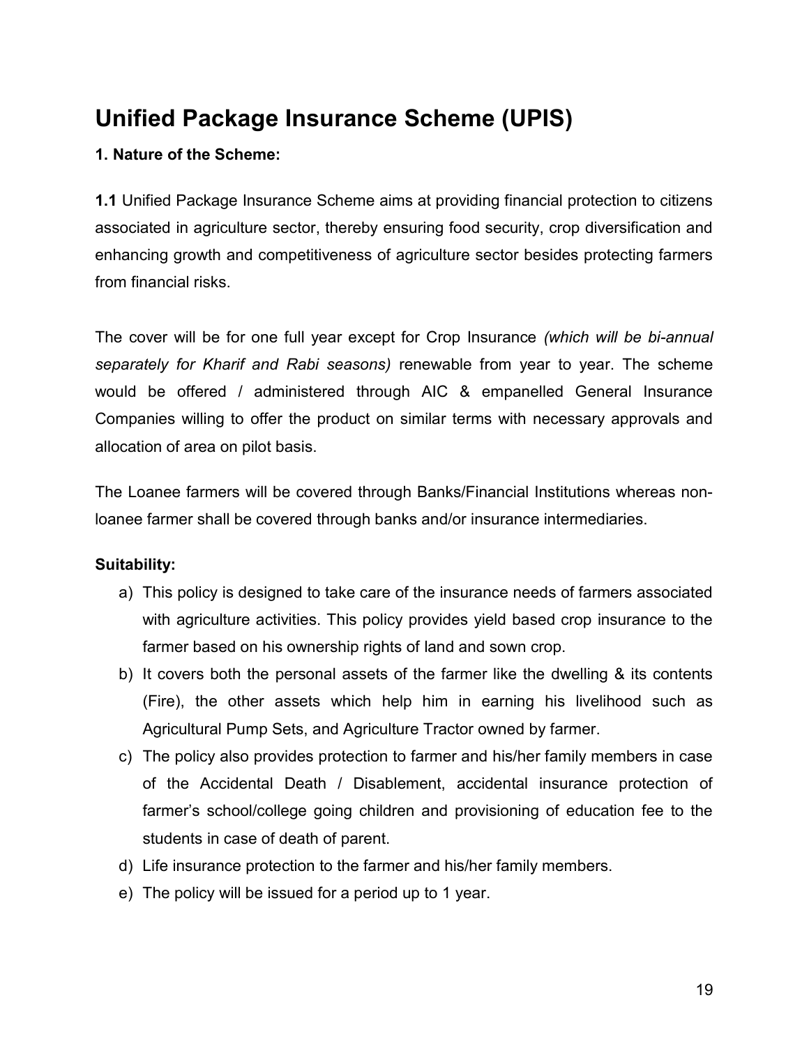# Unified Package Insurance Scheme (UPIS)

**1. Nature of the Scheme:**

**1.1** Unified Package Insurance Scheme aims at providing financial protection to citizens associated in agriculture sector, thereby ensuring food security, crop diversification and enhancing growth and competitiveness of agriculture sector besides protecting farmers from financial risks.

The cover will be for one full year except for Crop Insurance *(which will be bi-annual separately for Kharif and Rabi seasons)* renewable from year to year. The scheme would be offered / administered through AIC & empanelled General Insurance Companies willing to offer the product on similar terms with necessary approvals and allocation of area on pilot basis.

The Loanee farmers will be covered through Banks/Financial Institutions whereas non-loanee farmer shall be covered through banks and/or insurance intermediaries.

**Suitability:**

a) This policy is designed to take care of the insurance needs of farmers associated with agriculture activities. This policy provides yield based crop insurance to the farmer based on his ownership rights of land and sown crop.
b) It covers both the personal assets of the farmer like the dwelling & its contents (Fire), the other assets which help him in earning his livelihood such as Agricultural Pump Sets, and Agriculture Tractor owned by farmer.
c) The policy also provides protection to farmer and his/her family members in case of the Accidental Death / Disablement, accidental insurance protection of farmer's school/college going children and provisioning of education fee to the students in case of death of parent.
d) Life insurance protection to the farmer and his/her family members.
e) The policy will be issued for a period up to 1 year.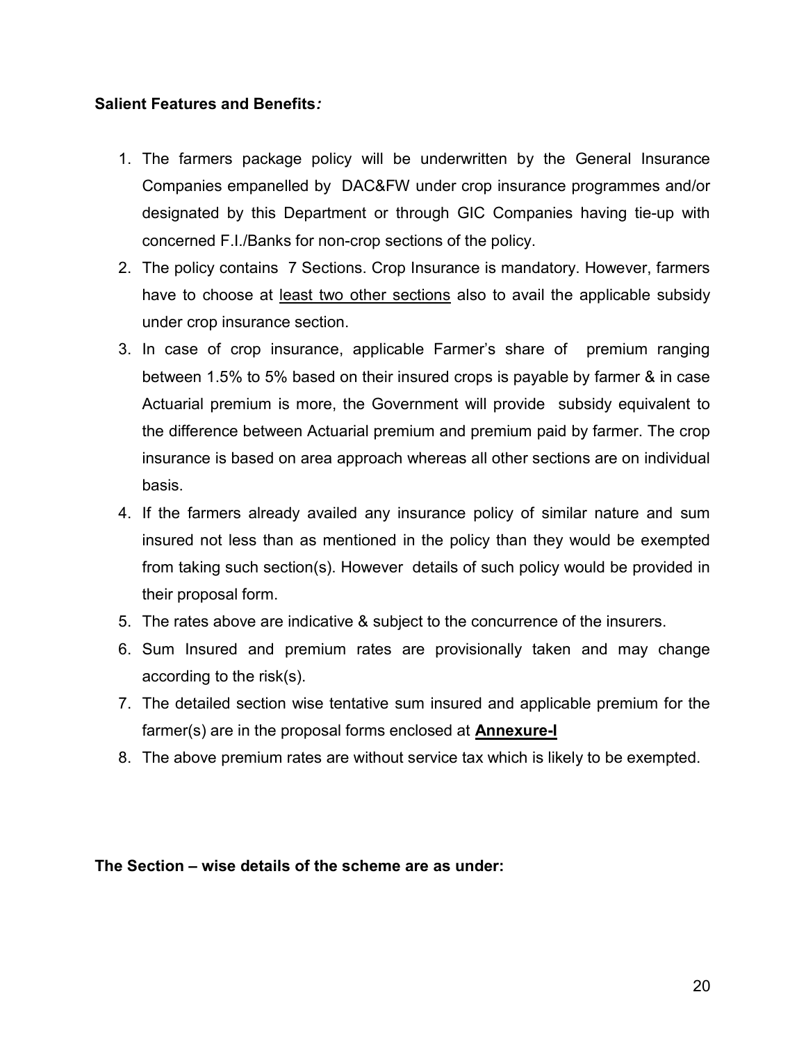**Salient Features and Benefits*:***

1. The farmers package policy will be underwritten by the General Insurance Companies empanelled by DAC&FW under crop insurance programmes and/or designated by this Department or through GIC Companies having tie-up with concerned F.I./Banks for non-crop sections of the policy.
2. The policy contains 7 Sections. Crop Insurance is mandatory. However, farmers have to choose at least two other sections also to avail the applicable subsidy under crop insurance section.
3. In case of crop insurance, applicable Farmer's share of premium ranging between 1.5% to 5% based on their insured crops is payable by farmer & in case Actuarial premium is more, the Government will provide subsidy equivalent to the difference between Actuarial premium and premium paid by farmer. The crop insurance is based on area approach whereas all other sections are on individual basis.
4. If the farmers already availed any insurance policy of similar nature and sum insured not less than as mentioned in the policy than they would be exempted from taking such section(s). However details of such policy would be provided in their proposal form.
5. The rates above are indicative & subject to the concurrence of the insurers.
6. Sum Insured and premium rates are provisionally taken and may change according to the risk(s).
7. The detailed section wise tentative sum insured and applicable premium for the farmer(s) are in the proposal forms enclosed at **Annexure-I**
8. The above premium rates are without service tax which is likely to be exempted.

**The Section – wise details of the scheme are as under:**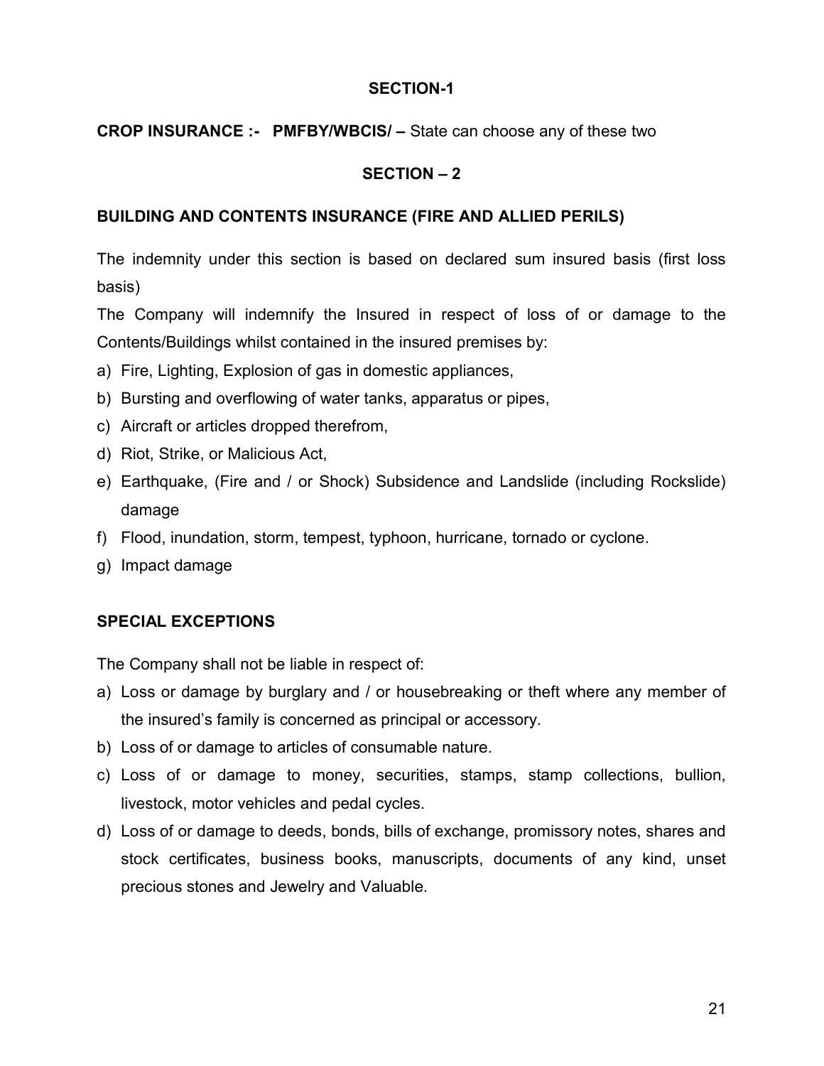## SECTION-1

**CROP INSURANCE :- PMFBY/WBCIS/ –** State can choose any of these two

## SECTION – 2

**BUILDING AND CONTENTS INSURANCE (FIRE AND ALLIED PERILS)**

The indemnity under this section is based on declared sum insured basis (first loss basis)

The Company will indemnify the Insured in respect of loss of or damage to the Contents/Buildings whilst contained in the insured premises by:

a) Fire, Lighting, Explosion of gas in domestic appliances,
b) Bursting and overflowing of water tanks, apparatus or pipes,
c) Aircraft or articles dropped therefrom,
d) Riot, Strike, or Malicious Act,
e) Earthquake, (Fire and / or Shock) Subsidence and Landslide (including Rockslide) damage
f) Flood, inundation, storm, tempest, typhoon, hurricane, tornado or cyclone.
g) Impact damage

**SPECIAL EXCEPTIONS**

The Company shall not be liable in respect of:

a) Loss or damage by burglary and / or housebreaking or theft where any member of the insured's family is concerned as principal or accessory.
b) Loss of or damage to articles of consumable nature.
c) Loss of or damage to money, securities, stamps, stamp collections, bullion, livestock, motor vehicles and pedal cycles.
d) Loss of or damage to deeds, bonds, bills of exchange, promissory notes, shares and stock certificates, business books, manuscripts, documents of any kind, unset precious stones and Jewelry and Valuable.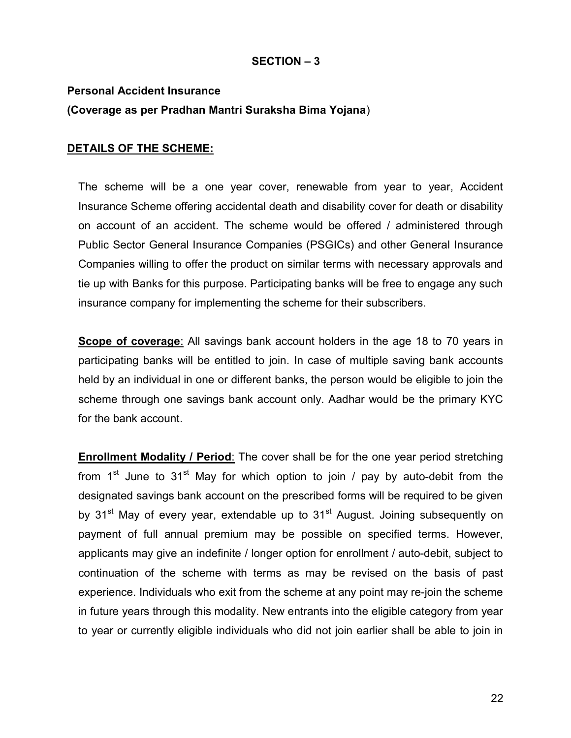## SECTION – 3

**Personal Accident Insurance**
**(Coverage as per Pradhan Mantri Suraksha Bima Yojana)**

**DETAILS OF THE SCHEME:**

The scheme will be a one year cover, renewable from year to year, Accident Insurance Scheme offering accidental death and disability cover for death or disability on account of an accident. The scheme would be offered / administered through Public Sector General Insurance Companies (PSGICs) and other General Insurance Companies willing to offer the product on similar terms with necessary approvals and tie up with Banks for this purpose. Participating banks will be free to engage any such insurance company for implementing the scheme for their subscribers.

**Scope of coverage**: All savings bank account holders in the age 18 to 70 years in participating banks will be entitled to join. In case of multiple saving bank accounts held by an individual in one or different banks, the person would be eligible to join the scheme through one savings bank account only. Aadhar would be the primary KYC for the bank account.

**Enrollment Modality / Period**: The cover shall be for the one year period stretching from 1st June to 31st May for which option to join / pay by auto-debit from the designated savings bank account on the prescribed forms will be required to be given by 31st May of every year, extendable up to 31st August. Joining subsequently on payment of full annual premium may be possible on specified terms. However, applicants may give an indefinite / longer option for enrollment / auto-debit, subject to continuation of the scheme with terms as may be revised on the basis of past experience. Individuals who exit from the scheme at any point may re-join the scheme in future years through this modality. New entrants into the eligible category from year to year or currently eligible individuals who did not join earlier shall be able to join in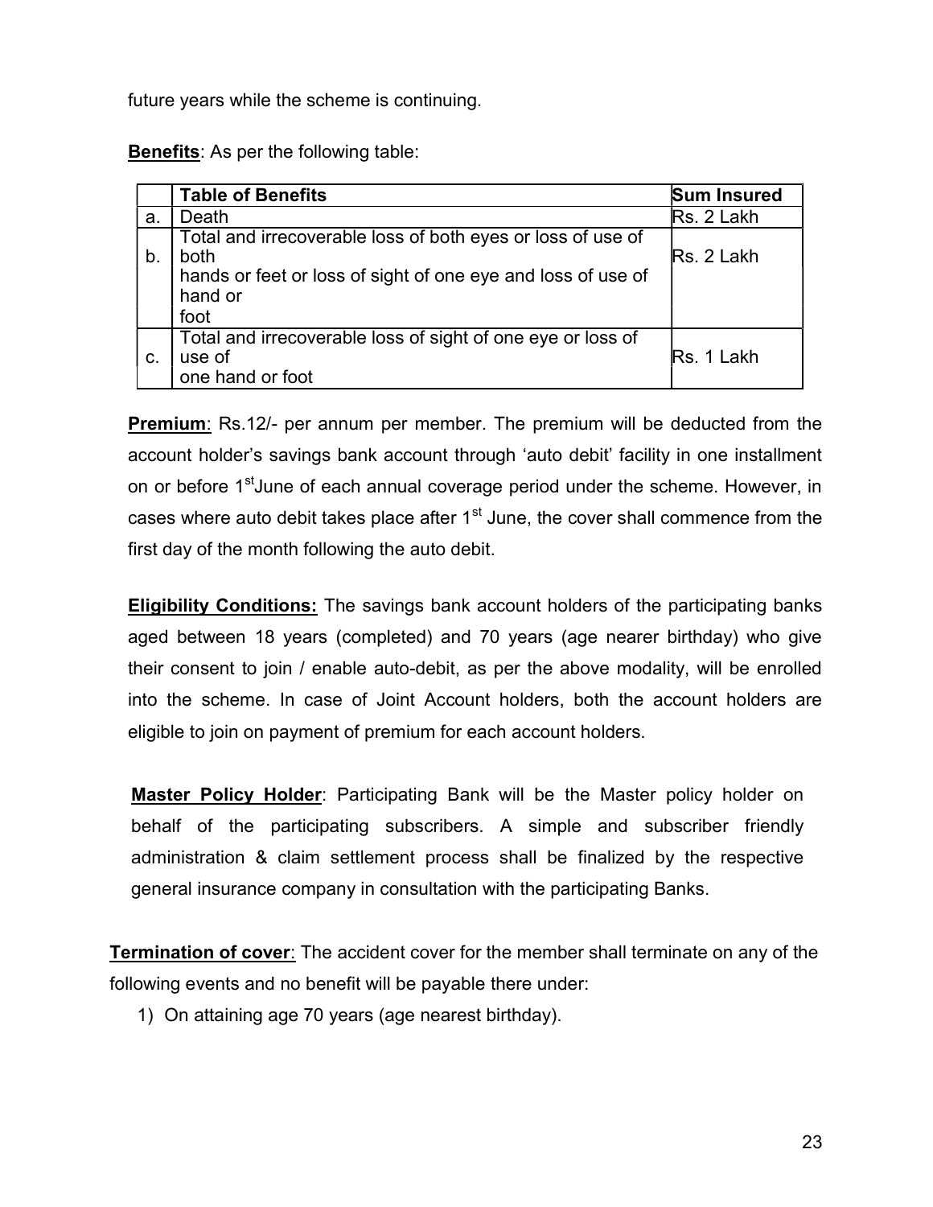future years while the scheme is continuing.

**Benefits**: As per the following table:

| | Table of Benefits | Sum Insured |
|---|---|---|
| a. | Death | Rs. 2 Lakh |
| b. | Total and irrecoverable loss of both eyes or loss of use of both hands or feet or loss of sight of one eye and loss of use of hand or foot | Rs. 2 Lakh |
| c. | Total and irrecoverable loss of sight of one eye or loss of use of one hand or foot | Rs. 1 Lakh |

**Premium**: Rs.12/- per annum per member. The premium will be deducted from the account holder's savings bank account through 'auto debit' facility in one installment on or before 1st June of each annual coverage period under the scheme. However, in cases where auto debit takes place after 1st June, the cover shall commence from the first day of the month following the auto debit.

**Eligibility Conditions:** The savings bank account holders of the participating banks aged between 18 years (completed) and 70 years (age nearer birthday) who give their consent to join / enable auto-debit, as per the above modality, will be enrolled into the scheme. In case of Joint Account holders, both the account holders are eligible to join on payment of premium for each account holders.

**Master Policy Holder**: Participating Bank will be the Master policy holder on behalf of the participating subscribers. A simple and subscriber friendly administration & claim settlement process shall be finalized by the respective general insurance company in consultation with the participating Banks.

**Termination of cover**: The accident cover for the member shall terminate on any of the following events and no benefit will be payable there under:

1) On attaining age 70 years (age nearest birthday).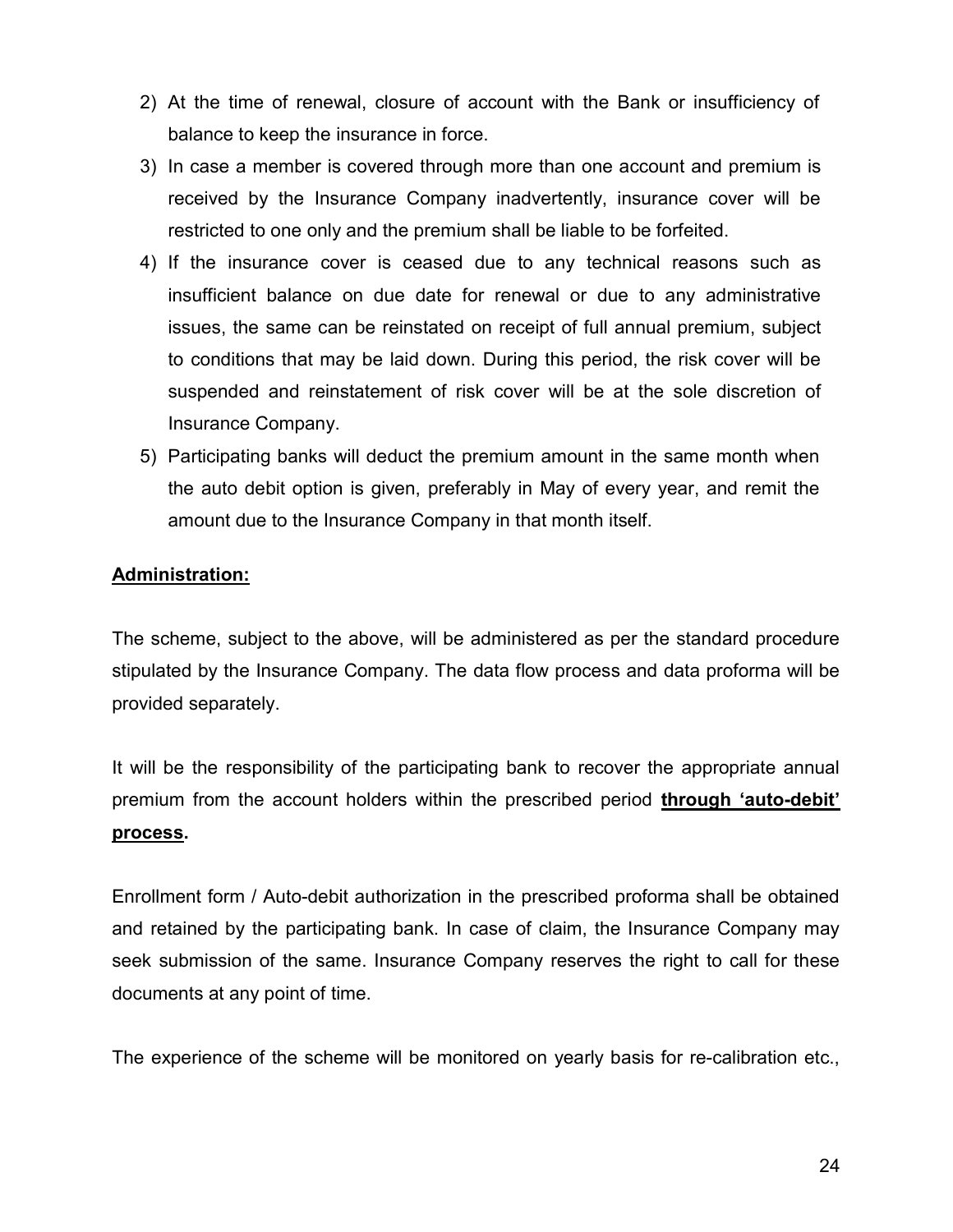2) At the time of renewal, closure of account with the Bank or insufficiency of balance to keep the insurance in force.
3) In case a member is covered through more than one account and premium is received by the Insurance Company inadvertently, insurance cover will be restricted to one only and the premium shall be liable to be forfeited.
4) If the insurance cover is ceased due to any technical reasons such as insufficient balance on due date for renewal or due to any administrative issues, the same can be reinstated on receipt of full annual premium, subject to conditions that may be laid down. During this period, the risk cover will be suspended and reinstatement of risk cover will be at the sole discretion of Insurance Company.
5) Participating banks will deduct the premium amount in the same month when the auto debit option is given, preferably in May of every year, and remit the amount due to the Insurance Company in that month itself.

**Administration:**

The scheme, subject to the above, will be administered as per the standard procedure stipulated by the Insurance Company. The data flow process and data proforma will be provided separately.

It will be the responsibility of the participating bank to recover the appropriate annual premium from the account holders within the prescribed period **through 'auto-debit' process.**

Enrollment form / Auto-debit authorization in the prescribed proforma shall be obtained and retained by the participating bank. In case of claim, the Insurance Company may seek submission of the same. Insurance Company reserves the right to call for these documents at any point of time.

The experience of the scheme will be monitored on yearly basis for re-calibration etc.,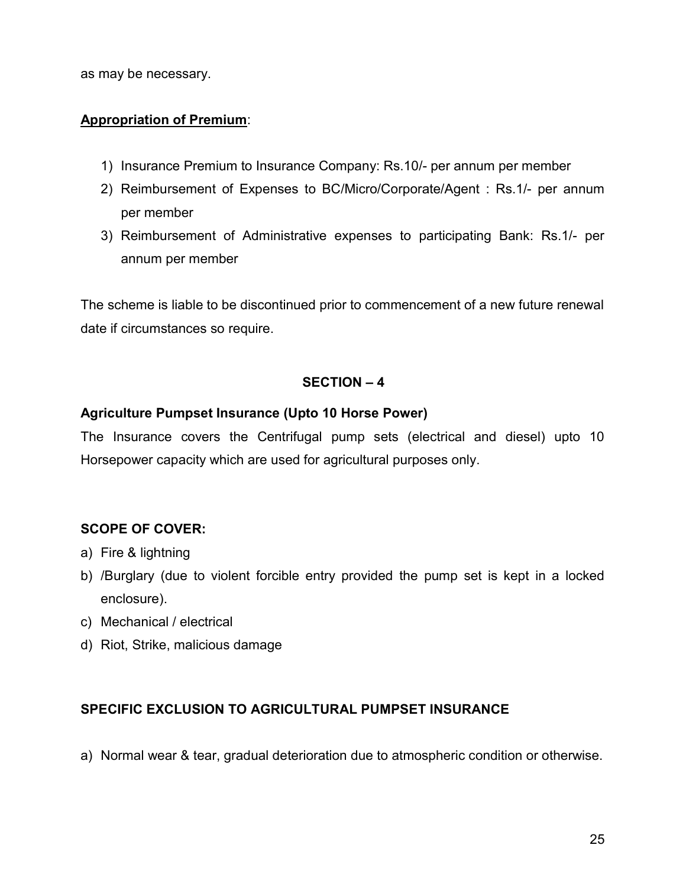as may be necessary.

**Appropriation of Premium**:

1) Insurance Premium to Insurance Company: Rs.10/- per annum per member
2) Reimbursement of Expenses to BC/Micro/Corporate/Agent : Rs.1/- per annum per member
3) Reimbursement of Administrative expenses to participating Bank: Rs.1/- per annum per member

The scheme is liable to be discontinued prior to commencement of a new future renewal date if circumstances so require.

## SECTION – 4

### Agriculture Pumpset Insurance (Upto 10 Horse Power)

The Insurance covers the Centrifugal pump sets (electrical and diesel) upto 10 Horsepower capacity which are used for agricultural purposes only.

### SCOPE OF COVER:

a) Fire & lightning
b) /Burglary (due to violent forcible entry provided the pump set is kept in a locked enclosure).
c) Mechanical / electrical
d) Riot, Strike, malicious damage

### SPECIFIC EXCLUSION TO AGRICULTURAL PUMPSET INSURANCE

a) Normal wear & tear, gradual deterioration due to atmospheric condition or otherwise.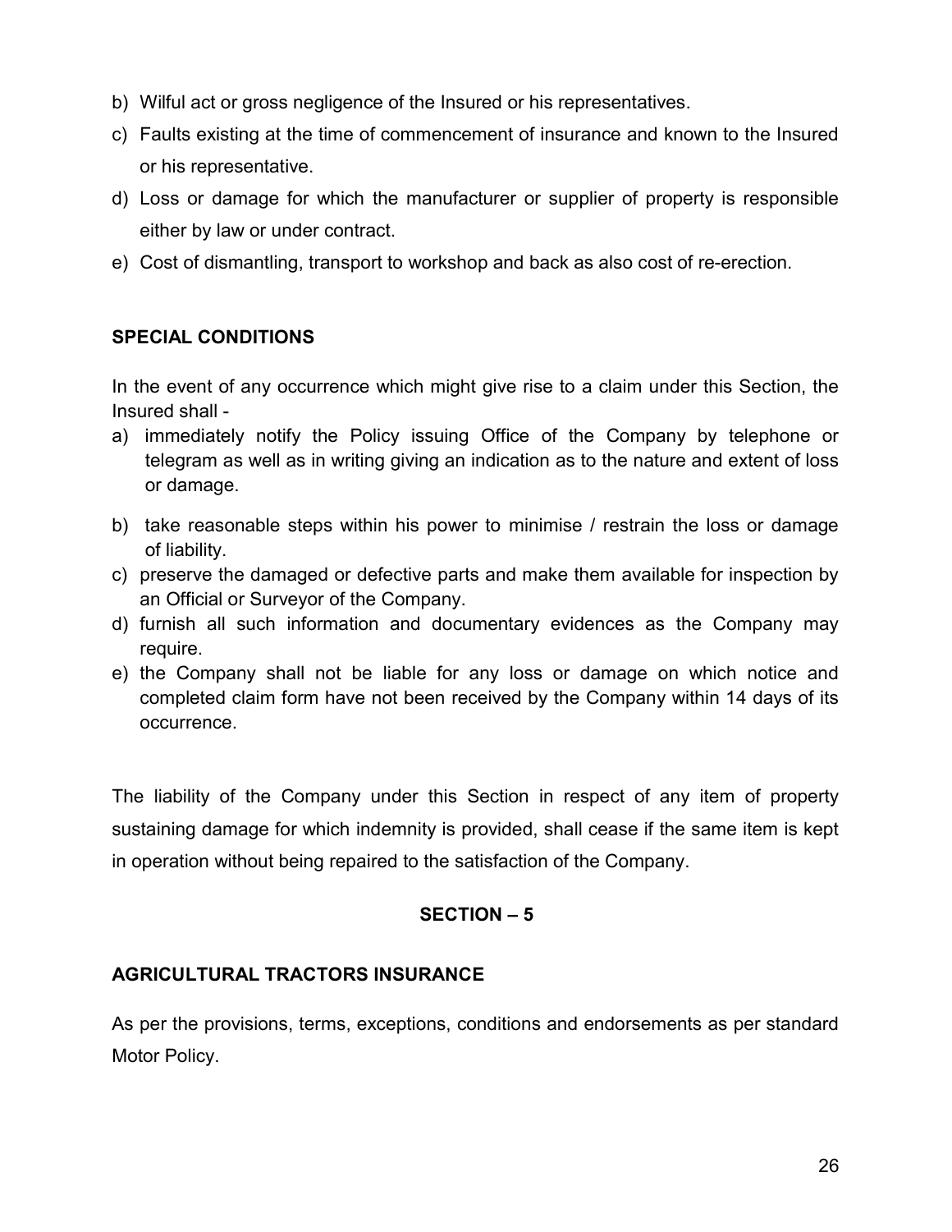b) Wilful act or gross negligence of the Insured or his representatives.

c) Faults existing at the time of commencement of insurance and known to the Insured or his representative.

d) Loss or damage for which the manufacturer or supplier of property is responsible either by law or under contract.

e) Cost of dismantling, transport to workshop and back as also cost of re-erection.

**SPECIAL CONDITIONS**

In the event of any occurrence which might give rise to a claim under this Section, the Insured shall -

a) immediately notify the Policy issuing Office of the Company by telephone or telegram as well as in writing giving an indication as to the nature and extent of loss or damage.

b) take reasonable steps within his power to minimise / restrain the loss or damage of liability.

c) preserve the damaged or defective parts and make them available for inspection by an Official or Surveyor of the Company.

d) furnish all such information and documentary evidences as the Company may require.

e) the Company shall not be liable for any loss or damage on which notice and completed claim form have not been received by the Company within 14 days of its occurrence.

The liability of the Company under this Section in respect of any item of property sustaining damage for which indemnity is provided, shall cease if the same item is kept in operation without being repaired to the satisfaction of the Company.

## SECTION – 5

**AGRICULTURAL TRACTORS INSURANCE**

As per the provisions, terms, exceptions, conditions and endorsements as per standard Motor Policy.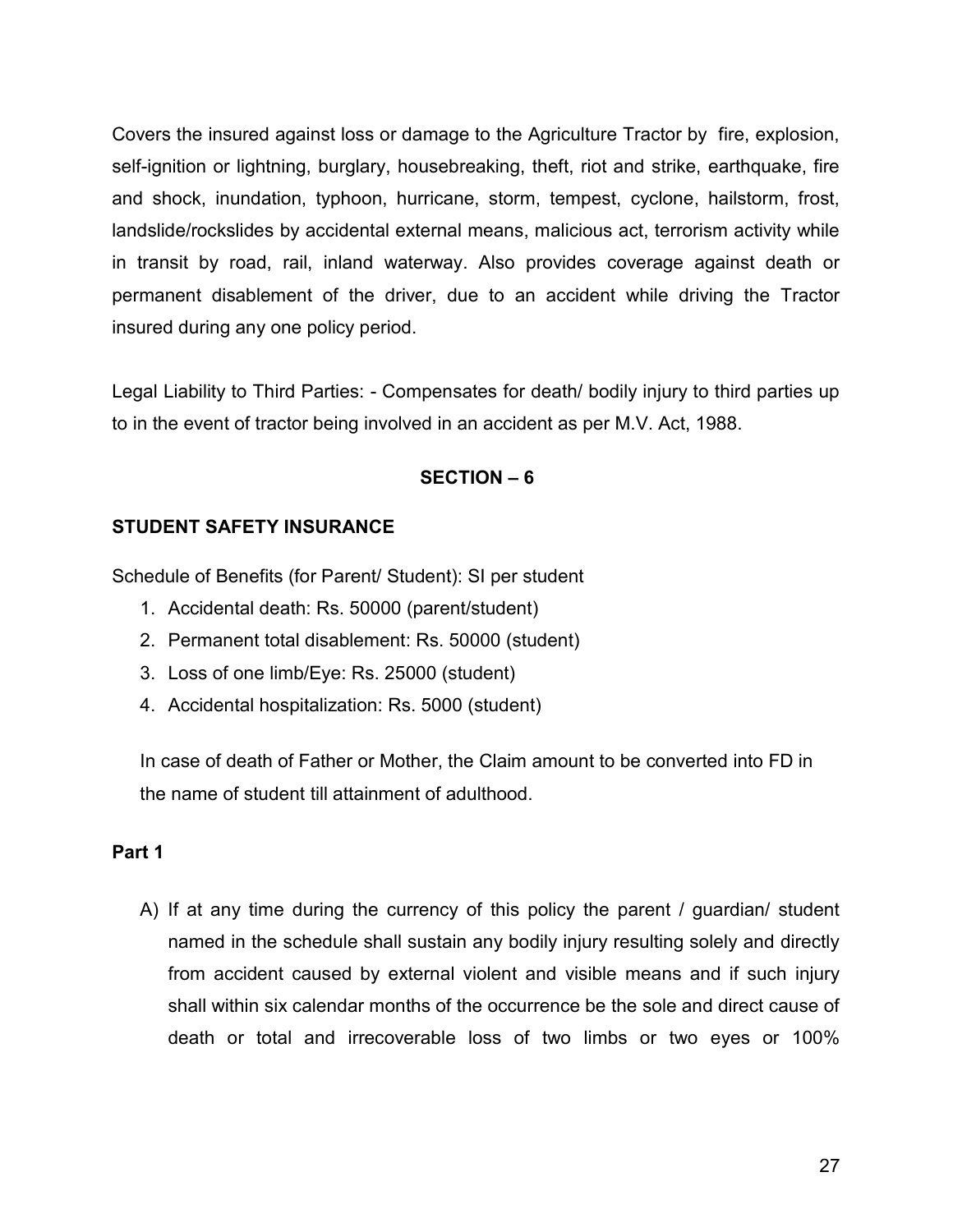Covers the insured against loss or damage to the Agriculture Tractor by fire, explosion, self-ignition or lightning, burglary, housebreaking, theft, riot and strike, earthquake, fire and shock, inundation, typhoon, hurricane, storm, tempest, cyclone, hailstorm, frost, landslide/rockslides by accidental external means, malicious act, terrorism activity while in transit by road, rail, inland waterway. Also provides coverage against death or permanent disablement of the driver, due to an accident while driving the Tractor insured during any one policy period.

Legal Liability to Third Parties: - Compensates for death/ bodily injury to third parties up to in the event of tractor being involved in an accident as per M.V. Act, 1988.

## SECTION – 6

**STUDENT SAFETY INSURANCE**

Schedule of Benefits (for Parent/ Student): SI per student

1. Accidental death: Rs. 50000 (parent/student)
2. Permanent total disablement: Rs. 50000 (student)
3. Loss of one limb/Eye: Rs. 25000 (student)
4. Accidental hospitalization: Rs. 5000 (student)

In case of death of Father or Mother, the Claim amount to be converted into FD in the name of student till attainment of adulthood.

**Part 1**

A) If at any time during the currency of this policy the parent / guardian/ student named in the schedule shall sustain any bodily injury resulting solely and directly from accident caused by external violent and visible means and if such injury shall within six calendar months of the occurrence be the sole and direct cause of death or total and irrecoverable loss of two limbs or two eyes or 100%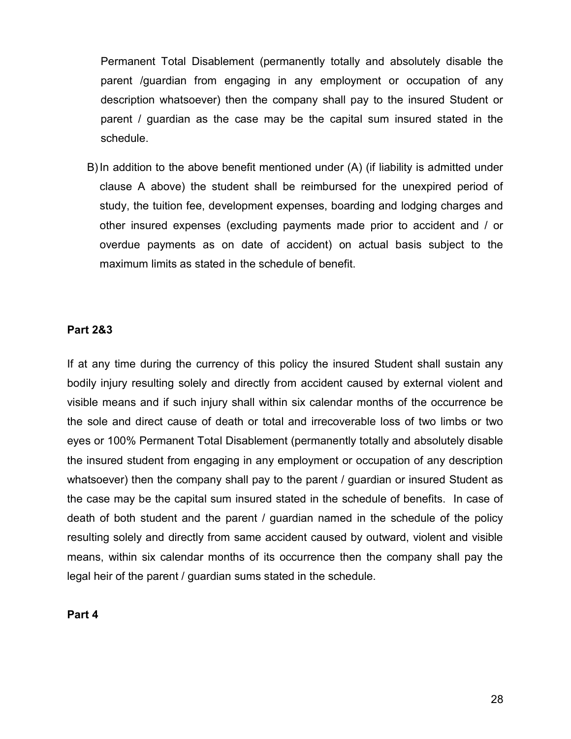Permanent Total Disablement (permanently totally and absolutely disable the parent /guardian from engaging in any employment or occupation of any description whatsoever) then the company shall pay to the insured Student or parent / guardian as the case may be the capital sum insured stated in the schedule.

B) In addition to the above benefit mentioned under (A) (if liability is admitted under clause A above) the student shall be reimbursed for the unexpired period of study, the tuition fee, development expenses, boarding and lodging charges and other insured expenses (excluding payments made prior to accident and / or overdue payments as on date of accident) on actual basis subject to the maximum limits as stated in the schedule of benefit.

**Part 2&3**

If at any time during the currency of this policy the insured Student shall sustain any bodily injury resulting solely and directly from accident caused by external violent and visible means and if such injury shall within six calendar months of the occurrence be the sole and direct cause of death or total and irrecoverable loss of two limbs or two eyes or 100% Permanent Total Disablement (permanently totally and absolutely disable the insured student from engaging in any employment or occupation of any description whatsoever) then the company shall pay to the parent / guardian or insured Student as the case may be the capital sum insured stated in the schedule of benefits. In case of death of both student and the parent / guardian named in the schedule of the policy resulting solely and directly from same accident caused by outward, violent and visible means, within six calendar months of its occurrence then the company shall pay the legal heir of the parent / guardian sums stated in the schedule.

**Part 4**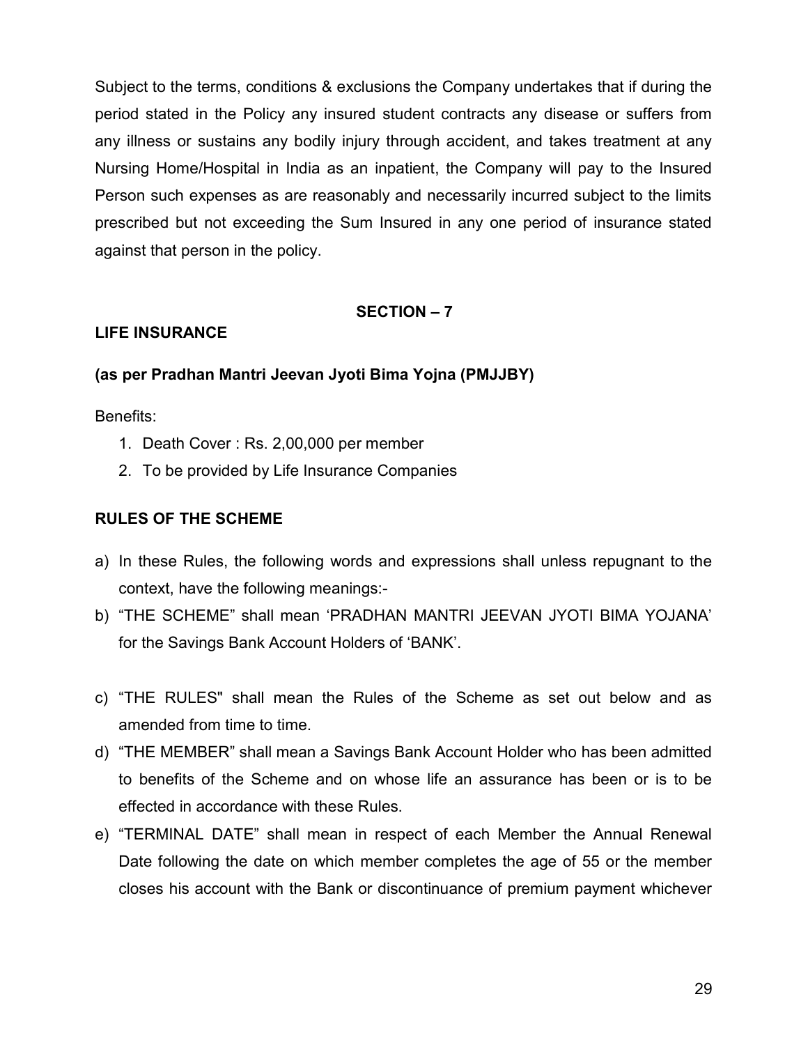Subject to the terms, conditions & exclusions the Company undertakes that if during the period stated in the Policy any insured student contracts any disease or suffers from any illness or sustains any bodily injury through accident, and takes treatment at any Nursing Home/Hospital in India as an inpatient, the Company will pay to the Insured Person such expenses as are reasonably and necessarily incurred subject to the limits prescribed but not exceeding the Sum Insured in any one period of insurance stated against that person in the policy.

## SECTION – 7

### LIFE INSURANCE

**(as per Pradhan Mantri Jeevan Jyoti Bima Yojna (PMJJBY)**

Benefits:

1. Death Cover : Rs. 2,00,000 per member
2. To be provided by Life Insurance Companies

### RULES OF THE SCHEME

a) In these Rules, the following words and expressions shall unless repugnant to the context, have the following meanings:-

b) "THE SCHEME" shall mean 'PRADHAN MANTRI JEEVAN JYOTI BIMA YOJANA' for the Savings Bank Account Holders of 'BANK'.

c) "THE RULES" shall mean the Rules of the Scheme as set out below and as amended from time to time.

d) "THE MEMBER" shall mean a Savings Bank Account Holder who has been admitted to benefits of the Scheme and on whose life an assurance has been or is to be effected in accordance with these Rules.

e) "TERMINAL DATE" shall mean in respect of each Member the Annual Renewal Date following the date on which member completes the age of 55 or the member closes his account with the Bank or discontinuance of premium payment whichever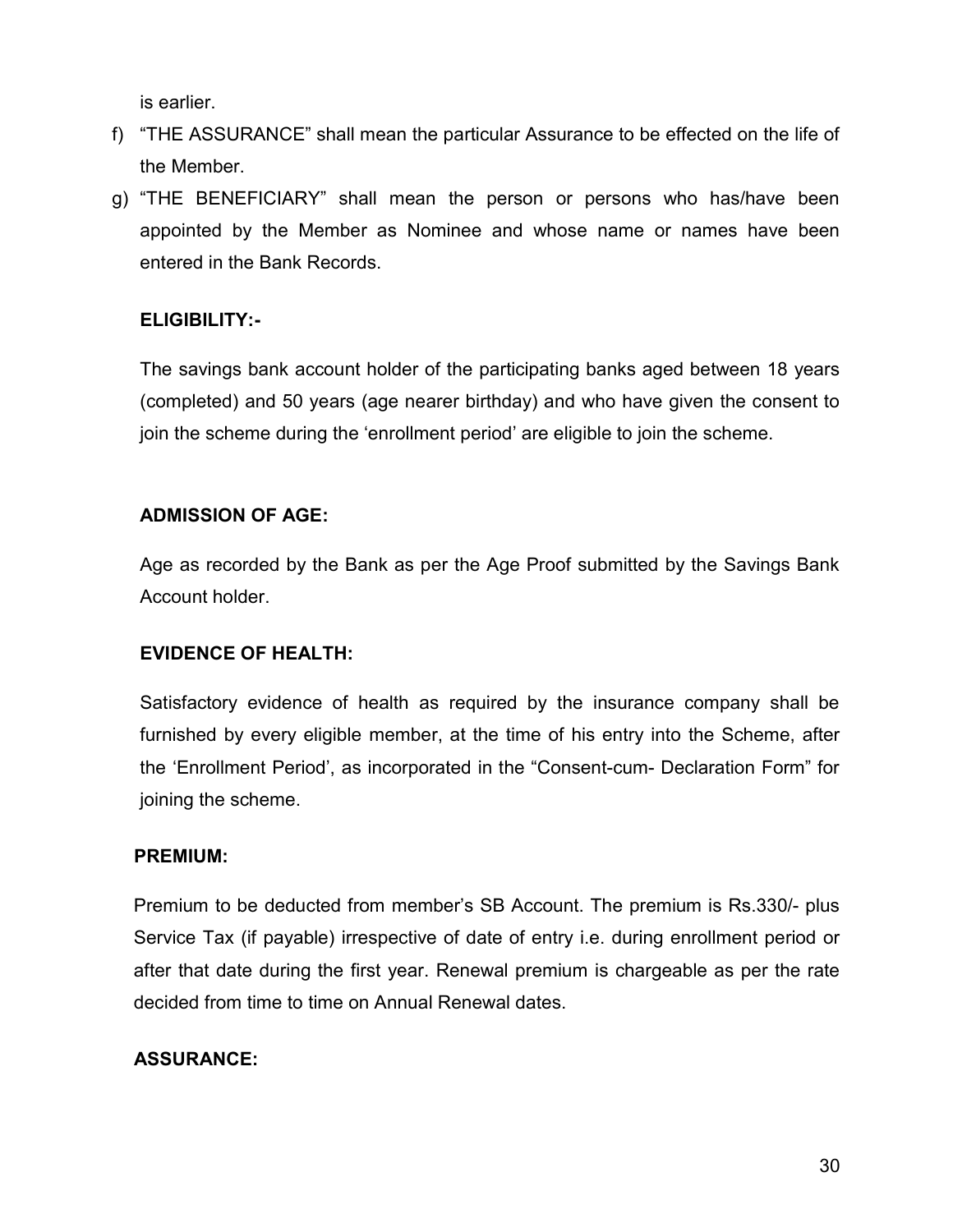is earlier.

f) "THE ASSURANCE" shall mean the particular Assurance to be effected on the life of the Member.

g) "THE BENEFICIARY" shall mean the person or persons who has/have been appointed by the Member as Nominee and whose name or names have been entered in the Bank Records.

**ELIGIBILITY:-**

The savings bank account holder of the participating banks aged between 18 years (completed) and 50 years (age nearer birthday) and who have given the consent to join the scheme during the 'enrollment period' are eligible to join the scheme.

**ADMISSION OF AGE:**

Age as recorded by the Bank as per the Age Proof submitted by the Savings Bank Account holder.

**EVIDENCE OF HEALTH:**

Satisfactory evidence of health as required by the insurance company shall be furnished by every eligible member, at the time of his entry into the Scheme, after the 'Enrollment Period', as incorporated in the "Consent-cum- Declaration Form" for joining the scheme.

**PREMIUM:**

Premium to be deducted from member's SB Account. The premium is Rs.330/- plus Service Tax (if payable) irrespective of date of entry i.e. during enrollment period or after that date during the first year. Renewal premium is chargeable as per the rate decided from time to time on Annual Renewal dates.

**ASSURANCE:**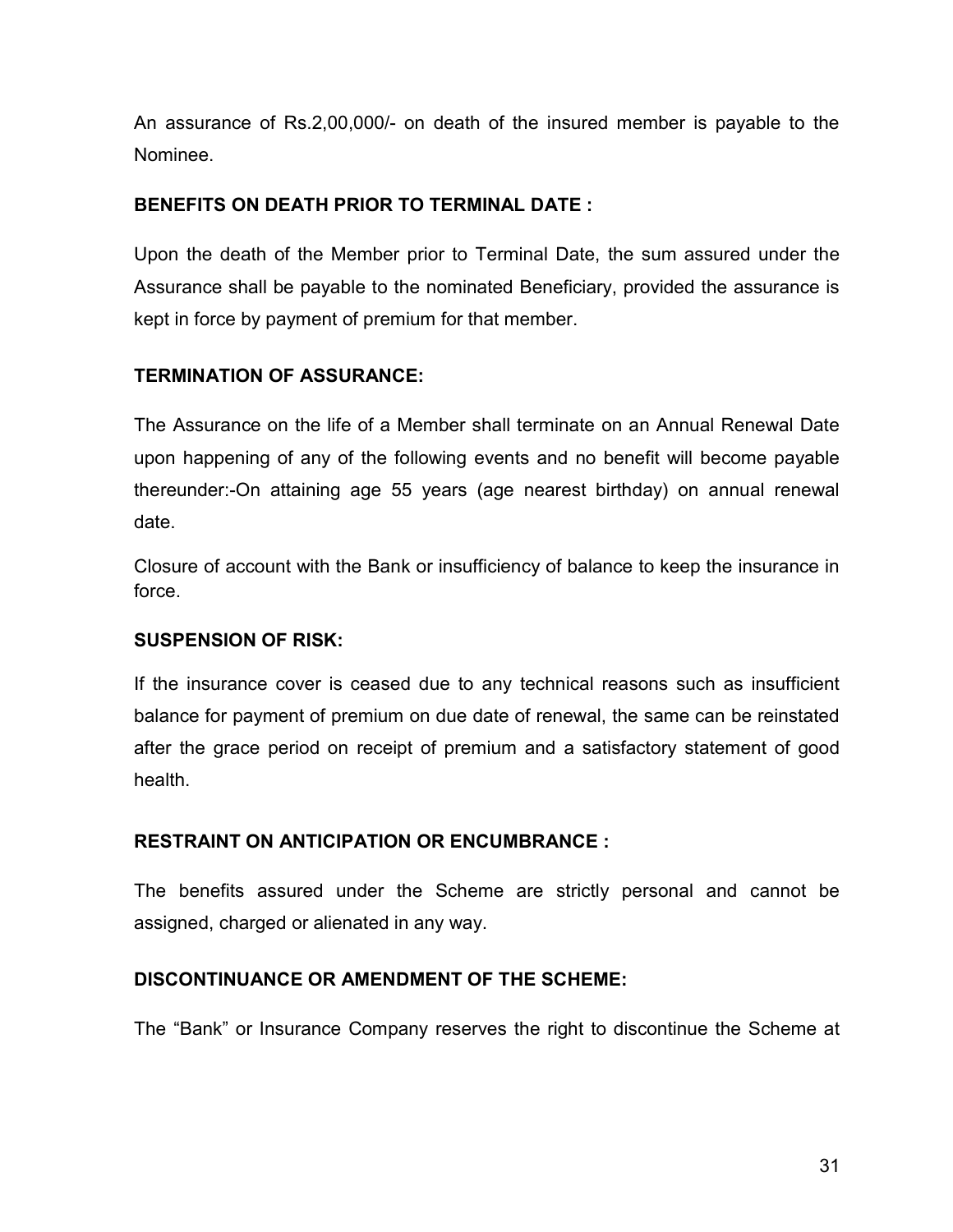An assurance of Rs.2,00,000/- on death of the insured member is payable to the Nominee.

**BENEFITS ON DEATH PRIOR TO TERMINAL DATE :**

Upon the death of the Member prior to Terminal Date, the sum assured under the Assurance shall be payable to the nominated Beneficiary, provided the assurance is kept in force by payment of premium for that member.

**TERMINATION OF ASSURANCE:**

The Assurance on the life of a Member shall terminate on an Annual Renewal Date upon happening of any of the following events and no benefit will become payable thereunder:-On attaining age 55 years (age nearest birthday) on annual renewal date.

Closure of account with the Bank or insufficiency of balance to keep the insurance in force.

**SUSPENSION OF RISK:**

If the insurance cover is ceased due to any technical reasons such as insufficient balance for payment of premium on due date of renewal, the same can be reinstated after the grace period on receipt of premium and a satisfactory statement of good health.

**RESTRAINT ON ANTICIPATION OR ENCUMBRANCE :**

The benefits assured under the Scheme are strictly personal and cannot be assigned, charged or alienated in any way.

**DISCONTINUANCE OR AMENDMENT OF THE SCHEME:**

The “Bank” or Insurance Company reserves the right to discontinue the Scheme at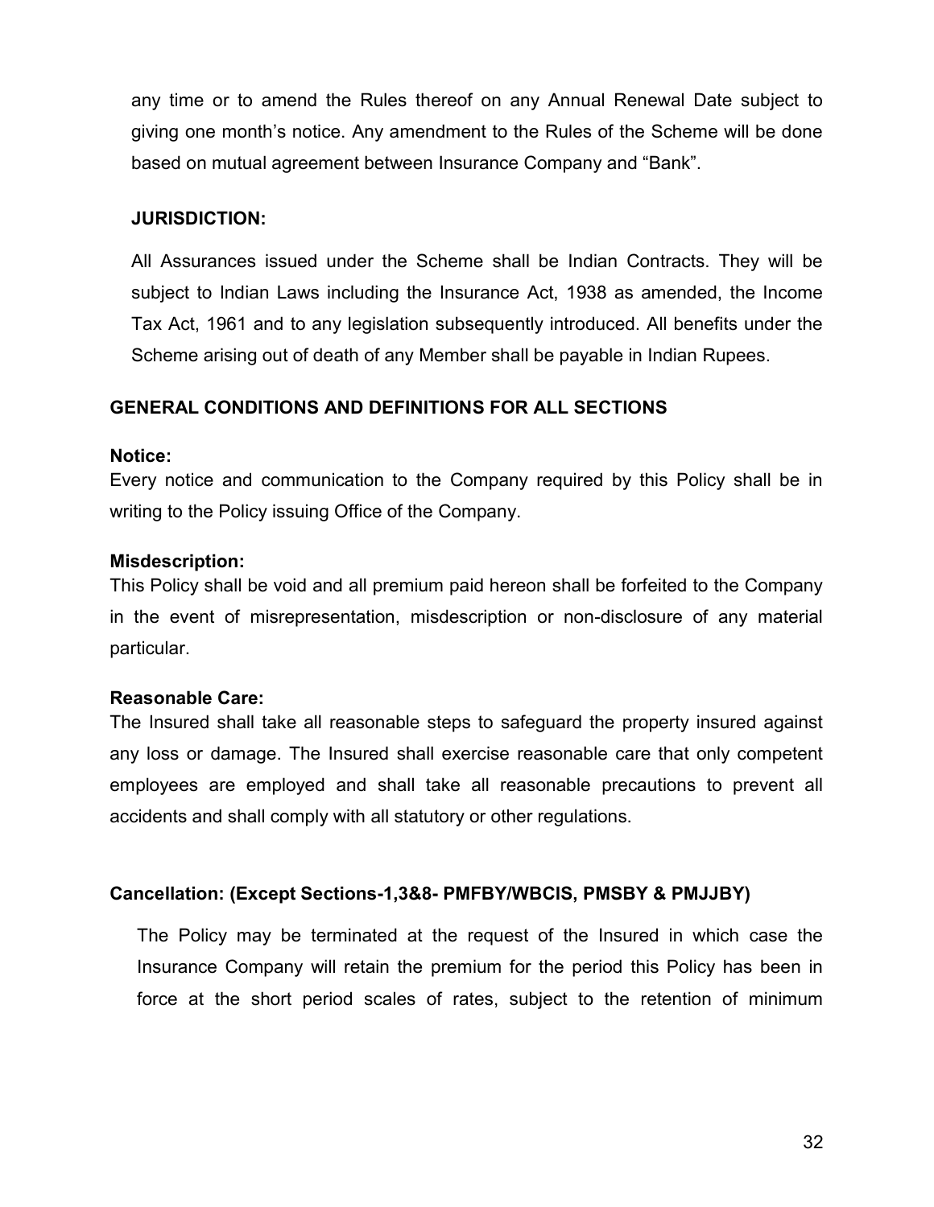any time or to amend the Rules thereof on any Annual Renewal Date subject to giving one month's notice. Any amendment to the Rules of the Scheme will be done based on mutual agreement between Insurance Company and "Bank".

**JURISDICTION:**

All Assurances issued under the Scheme shall be Indian Contracts. They will be subject to Indian Laws including the Insurance Act, 1938 as amended, the Income Tax Act, 1961 and to any legislation subsequently introduced. All benefits under the Scheme arising out of death of any Member shall be payable in Indian Rupees.

## GENERAL CONDITIONS AND DEFINITIONS FOR ALL SECTIONS

**Notice:**
Every notice and communication to the Company required by this Policy shall be in writing to the Policy issuing Office of the Company.

**Misdescription:**
This Policy shall be void and all premium paid hereon shall be forfeited to the Company in the event of misrepresentation, misdescription or non-disclosure of any material particular.

**Reasonable Care:**
The Insured shall take all reasonable steps to safeguard the property insured against any loss or damage. The Insured shall exercise reasonable care that only competent employees are employed and shall take all reasonable precautions to prevent all accidents and shall comply with all statutory or other regulations.

**Cancellation: (Except Sections-1,3&8- PMFBY/WBCIS, PMSBY & PMJJBY)**

The Policy may be terminated at the request of the Insured in which case the Insurance Company will retain the premium for the period this Policy has been in force at the short period scales of rates, subject to the retention of minimum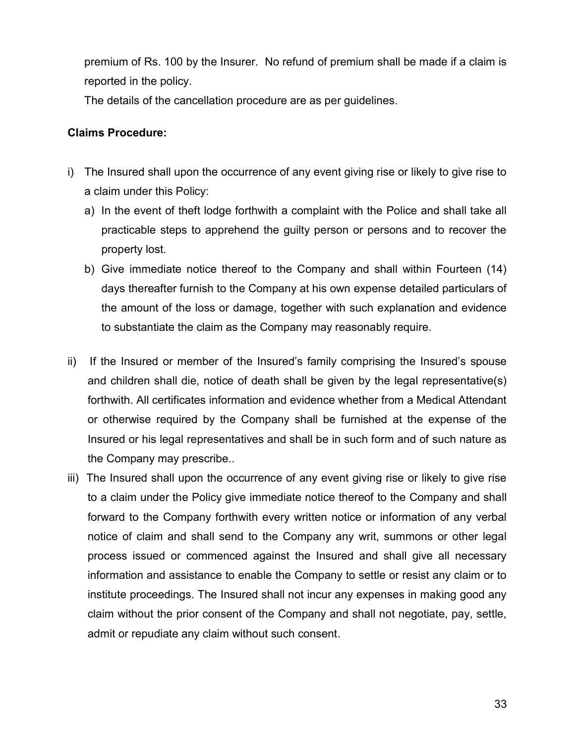premium of Rs. 100 by the Insurer. No refund of premium shall be made if a claim is reported in the policy.

The details of the cancellation procedure are as per guidelines.

**Claims Procedure:**

i) The Insured shall upon the occurrence of any event giving rise or likely to give rise to a claim under this Policy:
   a) In the event of theft lodge forthwith a complaint with the Police and shall take all practicable steps to apprehend the guilty person or persons and to recover the property lost.
   b) Give immediate notice thereof to the Company and shall within Fourteen (14) days thereafter furnish to the Company at his own expense detailed particulars of the amount of the loss or damage, together with such explanation and evidence to substantiate the claim as the Company may reasonably require.

ii) If the Insured or member of the Insured's family comprising the Insured's spouse and children shall die, notice of death shall be given by the legal representative(s) forthwith. All certificates information and evidence whether from a Medical Attendant or otherwise required by the Company shall be furnished at the expense of the Insured or his legal representatives and shall be in such form and of such nature as the Company may prescribe..

iii) The Insured shall upon the occurrence of any event giving rise or likely to give rise to a claim under the Policy give immediate notice thereof to the Company and shall forward to the Company forthwith every written notice or information of any verbal notice of claim and shall send to the Company any writ, summons or other legal process issued or commenced against the Insured and shall give all necessary information and assistance to enable the Company to settle or resist any claim or to institute proceedings. The Insured shall not incur any expenses in making good any claim without the prior consent of the Company and shall not negotiate, pay, settle, admit or repudiate any claim without such consent.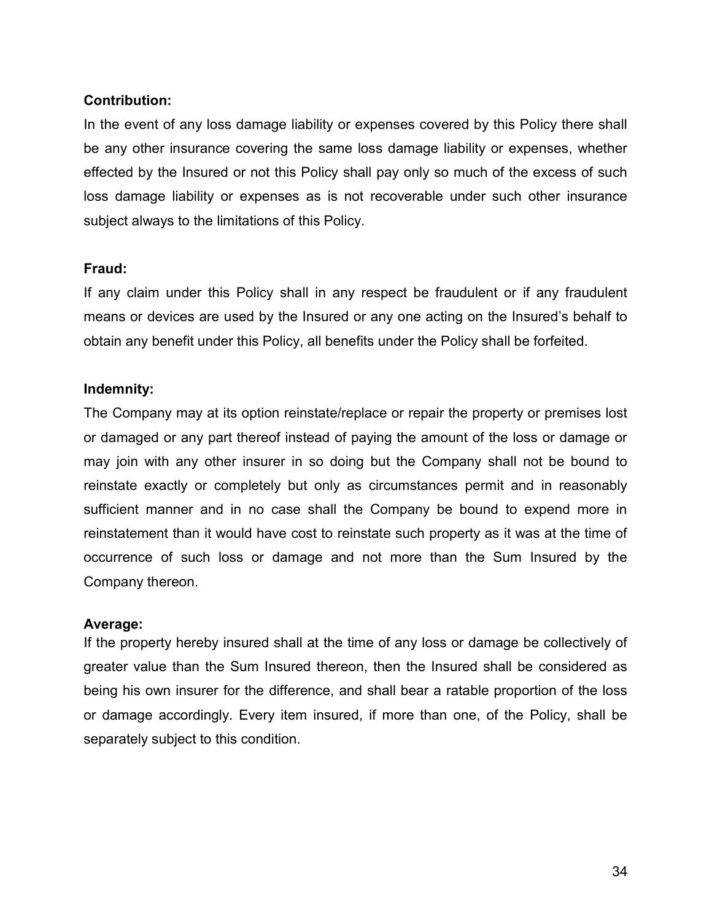**Contribution:**

In the event of any loss damage liability or expenses covered by this Policy there shall be any other insurance covering the same loss damage liability or expenses, whether effected by the Insured or not this Policy shall pay only so much of the excess of such loss damage liability or expenses as is not recoverable under such other insurance subject always to the limitations of this Policy.

**Fraud:**

If any claim under this Policy shall in any respect be fraudulent or if any fraudulent means or devices are used by the Insured or any one acting on the Insured's behalf to obtain any benefit under this Policy, all benefits under the Policy shall be forfeited.

**Indemnity:**

The Company may at its option reinstate/replace or repair the property or premises lost or damaged or any part thereof instead of paying the amount of the loss or damage or may join with any other insurer in so doing but the Company shall not be bound to reinstate exactly or completely but only as circumstances permit and in reasonably sufficient manner and in no case shall the Company be bound to expend more in reinstatement than it would have cost to reinstate such property as it was at the time of occurrence of such loss or damage and not more than the Sum Insured by the Company thereon.

**Average:**

If the property hereby insured shall at the time of any loss or damage be collectively of greater value than the Sum Insured thereon, then the Insured shall be considered as being his own insurer for the difference, and shall bear a ratable proportion of the loss or damage accordingly. Every item insured, if more than one, of the Policy, shall be separately subject to this condition.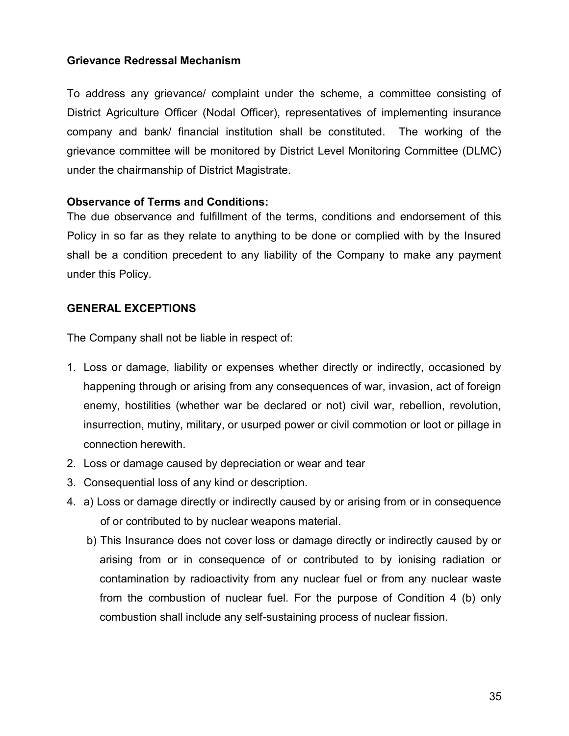**Grievance Redressal Mechanism**

To address any grievance/ complaint under the scheme, a committee consisting of District Agriculture Officer (Nodal Officer), representatives of implementing insurance company and bank/ financial institution shall be constituted. The working of the grievance committee will be monitored by District Level Monitoring Committee (DLMC) under the chairmanship of District Magistrate.

**Observance of Terms and Conditions:**

The due observance and fulfillment of the terms, conditions and endorsement of this Policy in so far as they relate to anything to be done or complied with by the Insured shall be a condition precedent to any liability of the Company to make any payment under this Policy.

**GENERAL EXCEPTIONS**

The Company shall not be liable in respect of:

1. Loss or damage, liability or expenses whether directly or indirectly, occasioned by happening through or arising from any consequences of war, invasion, act of foreign enemy, hostilities (whether war be declared or not) civil war, rebellion, revolution, insurrection, mutiny, military, or usurped power or civil commotion or loot or pillage in connection herewith.
2. Loss or damage caused by depreciation or wear and tear
3. Consequential loss of any kind or description.
4. a) Loss or damage directly or indirectly caused by or arising from or in consequence of or contributed to by nuclear weapons material.

   b) This Insurance does not cover loss or damage directly or indirectly caused by or arising from or in consequence of or contributed to by ionising radiation or contamination by radioactivity from any nuclear fuel or from any nuclear waste from the combustion of nuclear fuel. For the purpose of Condition 4 (b) only combustion shall include any self-sustaining process of nuclear fission.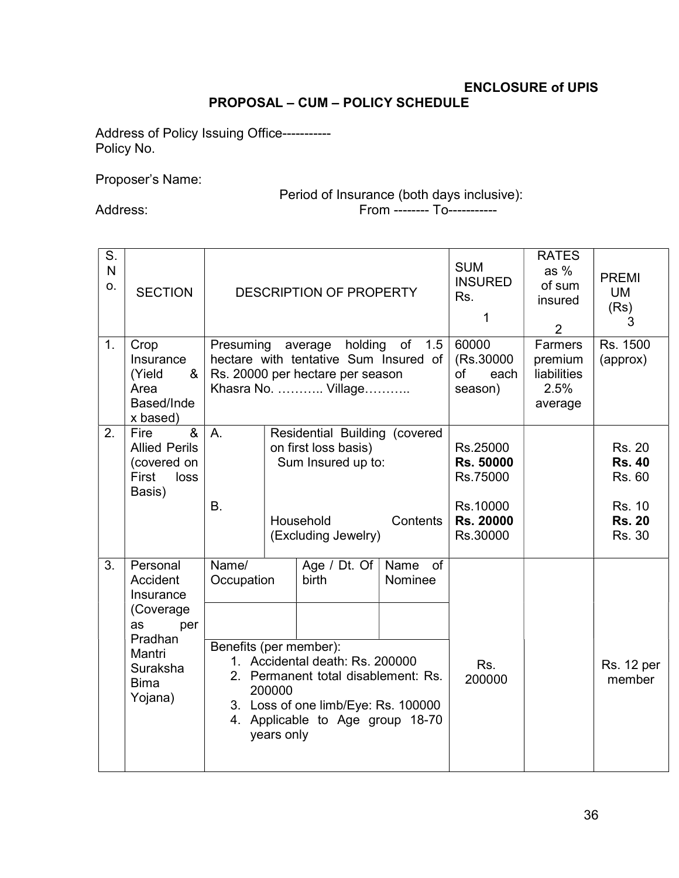**ENCLOSURE of UPIS**

## PROPOSAL – CUM – POLICY SCHEDULE

Address of Policy Issuing Office-----------
Policy No.

Proposer's Name:

Period of Insurance (both days inclusive):

Address: From -------- To-----------

| S. No. | SECTION | DESCRIPTION OF PROPERTY | | | SUM INSURED Rs. 1 | RATES as % of sum insured 2 | PREMIUM (Rs) 3 |
|---|---|---|---|---|---|---|---|
| 1. | Crop Insurance (Yield & Area Based/Index based) | Presuming average holding of 1.5 hectare with tentative Sum Insured of Rs. 20000 per hectare per season Khasra No. ……….. Village……….. | | | 60000 (Rs.30000 of each season) | Farmers premium liabilities 2.5% average | Rs. 1500 (approx) |
| 2. | Fire & Allied Perils (covered on First loss Basis) | A. | Residential Building (covered on first loss basis) Sum Insured up to: | | Rs.25000<br>**Rs. 50000**<br>Rs.75000 | | Rs. 20<br>**Rs. 40**<br>Rs. 60 |
| | | B. | Household Contents (Excluding Jewelry) | | Rs.10000<br>**Rs. 20000**<br>Rs.30000 | | Rs. 10<br>**Rs. 20**<br>Rs. 30 |
| 3. | Personal Accident Insurance (Coverage as per Pradhan Mantri Suraksha Bima Yojana) | Name/ Occupation | Age / Dt. Of birth | Name of Nominee | Rs. 200000 | | Rs. 12 per member |
| | | | | | | | |
| | | Benefits (per member):<br>1. Accidental death: Rs. 200000<br>2. Permanent total disablement: Rs. 200000<br>3. Loss of one limb/Eye: Rs. 100000<br>4. Applicable to Age group 18-70 years only | | | | | |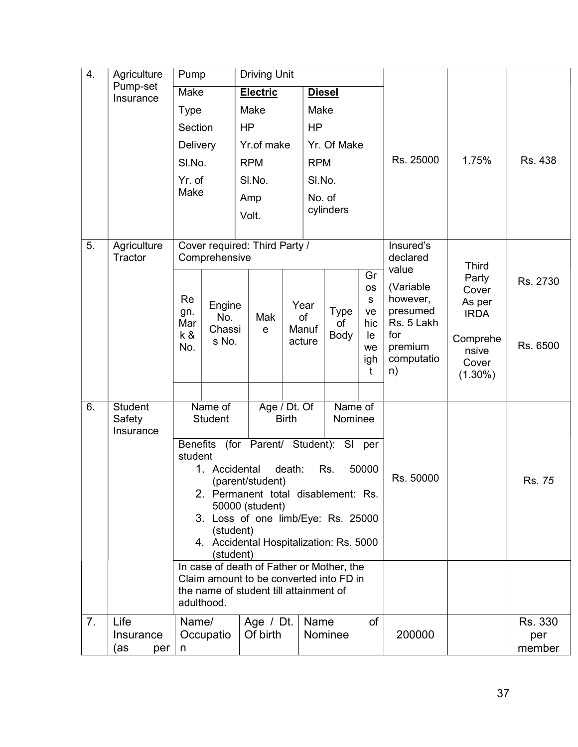| 4. | Agriculture Pump-set Insurance | Pump<br>Make<br>Type<br>Section<br>Delivery<br>Sl.No.<br>Yr. of Make | Driving Unit<br>**Electric**<br>Make<br>HP<br>Yr.of make<br>RPM<br>Sl.No.<br>Amp<br>Volt. | **Diesel**<br>Make<br>HP<br>Yr. Of Make<br>RPM<br>Sl.No.<br>No. of cylinders | Rs. 25000 | 1.75% | Rs. 438 |
|---|---|---|---|---|---|---|---|
| 5. | Agriculture Tractor | Cover required: Third Party / Comprehensive<br><br>Regn. Mark & No. \| Engine No. Chassis No. \| Make \| Year of Manufacture \| Type of Body \| Gross vehicle weight | | | Insured's declared value (Variable however, presumed Rs. 5 Lakh for premium computation) | Third Party Cover As per IRDA<br><br>Comprehensive Cover (1.30%) | Rs. 2730<br><br>Rs. 6500 |
| 6. | Student Safety Insurance | Name of Student \| Age / Dt. Of Birth \| Name of Nominee<br><br>Benefits (for Parent/ Student): SI per student<br>1. Accidental death: Rs. 50000 (parent/student)<br>2. Permanent total disablement: Rs. 50000 (student)<br>3. Loss of one limb/Eye: Rs. 25000 (student)<br>4. Accidental Hospitalization: Rs. 5000 (student) | | | Rs. 50000 | | Rs. *75* |
| | | In case of death of Father or Mother, the Claim amount to be converted into FD in the name of student till attainment of adulthood. | | | | | |
| 7. | Life Insurance (as per | Name/ Occupation | Age / Dt. Of birth | Name of Nominee | 200000 | | Rs. 330 per member |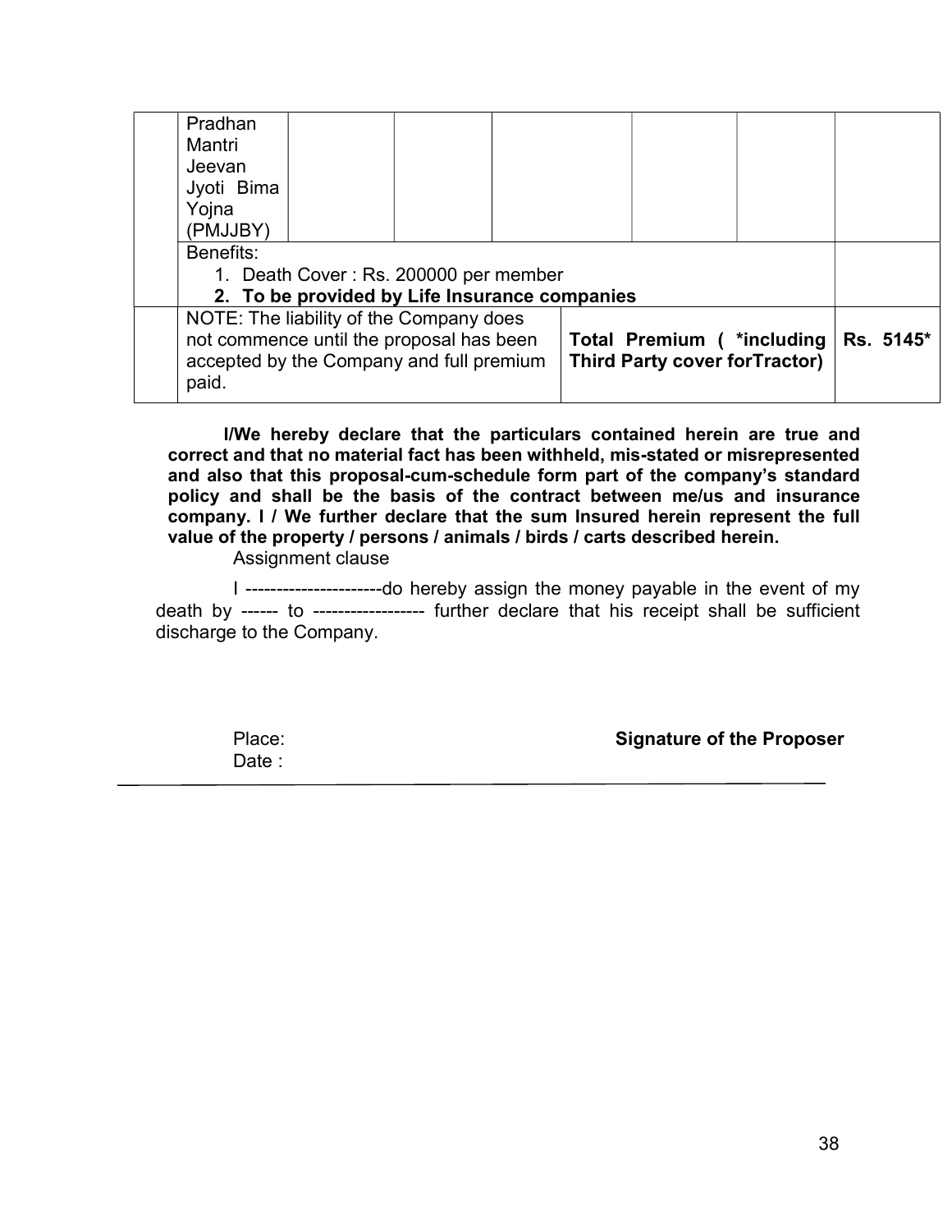| | | | | | | | |
|---|---|---|---|---|---|---|---|
| | Pradhan Mantri Jeevan Jyoti Bima Yojna (PMJJBY) | | | | | | |
| | Benefits:<br>1. Death Cover : Rs. 200000 per member<br>**2. To be provided by Life Insurance companies** | | | | | | |
| | NOTE: The liability of the Company does not commence until the proposal has been accepted by the Company and full premium paid. | | | **Total Premium ( *including Third Party cover forTractor)** | | | **Rs. 5145*** |

**I/We hereby declare that the particulars contained herein are true and correct and that no material fact has been withheld, mis-stated or misrepresented and also that this proposal-cum-schedule form part of the company's standard policy and shall be the basis of the contract between me/us and insurance company. I / We further declare that the sum Insured herein represent the full value of the property / persons / animals / birds / carts described herein.**

Assignment clause

I ---------------------do hereby assign the money payable in the event of my death by ------ to ----------------- further declare that his receipt shall be sufficient discharge to the Company.

Place:

Date :

**Signature of the Proposer**